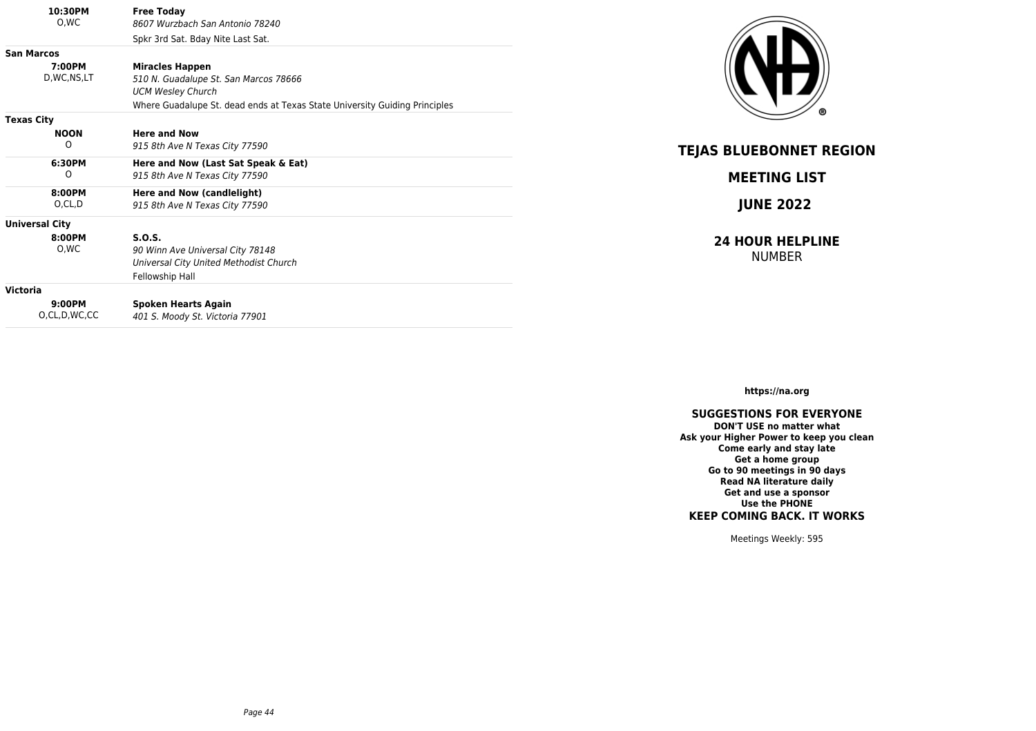**10:30PM**
O,WC

**Free Today**
*8607 Wurzbach San Antonio 78240*
Spkr 3rd Sat. Bday Nite Last Sat.

**San Marcos**

**7:00PM**
D,WC,NS,LT

**Miracles Happen**
*510 N. Guadalupe St. San Marcos 78666*
*UCM Wesley Church*
Where Guadalupe St. dead ends at Texas State University Guiding Principles

**Texas City**

**NOON**
O

**Here and Now**
*915 8th Ave N Texas City 77590*

**6:30PM**
O

**Here and Now (Last Sat Speak & Eat)**
*915 8th Ave N Texas City 77590*

**8:00PM**
O,CL,D

**Here and Now (candlelight)**
*915 8th Ave N Texas City 77590*

**Universal City**

**8:00PM**
O,WC

**S.O.S.**
*90 Winn Ave Universal City 78148*
*Universal City United Methodist Church*
Fellowship Hall

**Victoria**

**9:00PM**
O,CL,D,WC,CC

**Spoken Hearts Again**
*401 S. Moody St. Victoria 77901*

# TEJAS BLUEBONNET REGION

## MEETING LIST

## JUNE 2022

### 24 HOUR HELPLINE
NUMBER

**https://na.org**

### SUGGESTIONS FOR EVERYONE

**DON'T USE no matter what**
**Ask your Higher Power to keep you clean**
**Come early and stay late**
**Get a home group**
**Go to 90 meetings in 90 days**
**Read NA literature daily**
**Get and use a sponsor**
**Use the PHONE**

**KEEP COMING BACK. IT WORKS**

Meetings Weekly: 595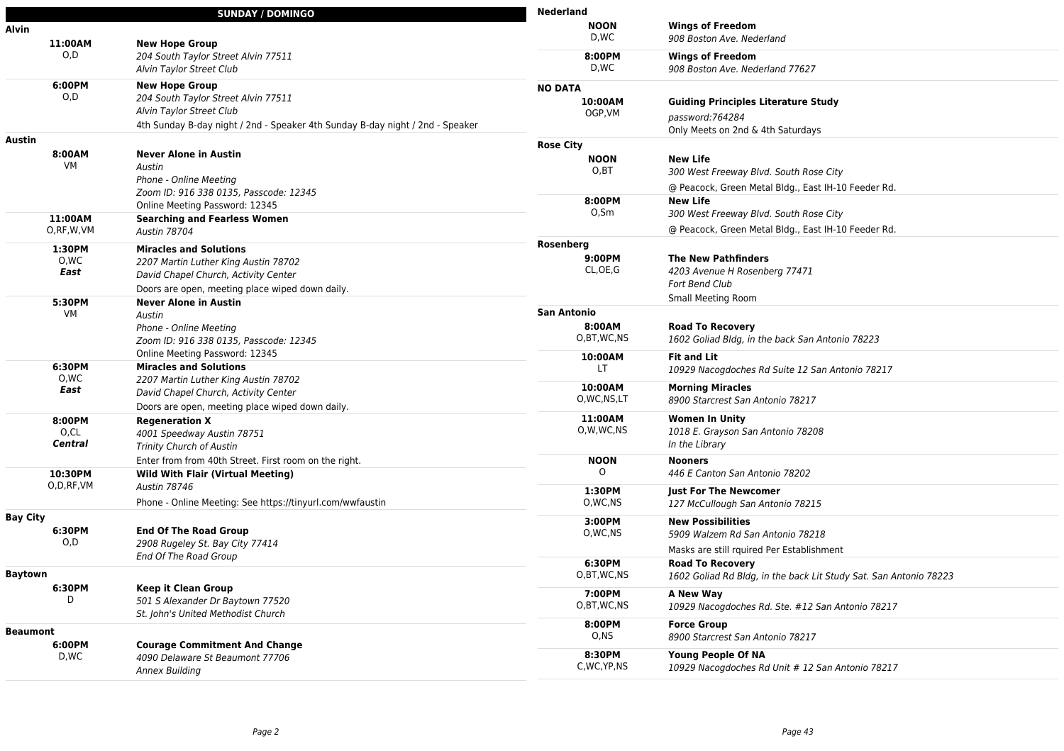## SUNDAY / DOMINGO

### Alvin

**11:00AM** O,D
**New Hope Group**
*204 South Taylor Street Alvin 77511*
*Alvin Taylor Street Club*

**6:00PM** O,D
**New Hope Group**
*204 South Taylor Street Alvin 77511*
*Alvin Taylor Street Club*
4th Sunday B-day night / 2nd - Speaker 4th Sunday B-day night / 2nd - Speaker

### Austin

**8:00AM** VM
**Never Alone in Austin**
*Austin*
*Phone - Online Meeting*
*Zoom ID: 916 338 0135, Passcode: 12345*
Online Meeting Password: 12345

**11:00AM** O,RF,W,VM
**Searching and Fearless Women**
*Austin 78704*

**1:30PM** O,WC ***East***
**Miracles and Solutions**
*2207 Martin Luther King Austin 78702*
*David Chapel Church, Activity Center*
Doors are open, meeting place wiped down daily.

**5:30PM** VM
**Never Alone in Austin**
*Austin*
*Phone - Online Meeting*
*Zoom ID: 916 338 0135, Passcode: 12345*
Online Meeting Password: 12345

**6:30PM** O,WC ***East***
**Miracles and Solutions**
*2207 Martin Luther King Austin 78702*
*David Chapel Church, Activity Center*
Doors are open, meeting place wiped down daily.

**8:00PM** O,CL ***Central***
**Regeneration X**
*4001 Speedway Austin 78751*
*Trinity Church of Austin*
Enter from from 40th Street. First room on the right.

**10:30PM** O,D,RF,VM
**Wild With Flair (Virtual Meeting)**
*Austin 78746*
Phone - Online Meeting: See https://tinyurl.com/wwfaustin

### Bay City

**6:30PM** O,D
**End Of The Road Group**
*2908 Rugeley St. Bay City 77414*
*End Of The Road Group*

### Baytown

**6:30PM** D
**Keep it Clean Group**
*501 S Alexander Dr Baytown 77520*
*St. John's United Methodist Church*

### Beaumont

**6:00PM** D,WC
**Courage Commitment And Change**
*4090 Delaware St Beaumont 77706*
*Annex Building*

### Nederland

**NOON** D,WC
**Wings of Freedom**
*908 Boston Ave. Nederland*

**8:00PM** D,WC
**Wings of Freedom**
*908 Boston Ave. Nederland 77627*

### NO DATA

**10:00AM** OGP,VM
**Guiding Principles Literature Study**
*password:764284*
Only Meets on 2nd & 4th Saturdays

### Rose City

**NOON** O,BT
**New Life**
*300 West Freeway Blvd. South Rose City*
@ Peacock, Green Metal Bldg., East IH-10 Feeder Rd.

**8:00PM** O,Sm
**New Life**
*300 West Freeway Blvd. South Rose City*
@ Peacock, Green Metal Bldg., East IH-10 Feeder Rd.

### Rosenberg

**9:00PM** CL,OE,G
**The New Pathfinders**
*4203 Avenue H Rosenberg 77471*
*Fort Bend Club*
Small Meeting Room

### San Antonio

**8:00AM** O,BT,WC,NS
**Road To Recovery**
*1602 Goliad Bldg, in the back San Antonio 78223*

**10:00AM** LT
**Fit and Lit**
*10929 Nacogdoches Rd Suite 12 San Antonio 78217*

**10:00AM** O,WC,NS,LT
**Morning Miracles**
*8900 Starcrest San Antonio 78217*

**11:00AM** O,W,WC,NS
**Women In Unity**
*1018 E. Grayson San Antonio 78208*
*In the Library*

**NOON** O
**Nooners**
*446 E Canton San Antonio 78202*

**1:30PM** O,WC,NS
**Just For The Newcomer**
*127 McCullough San Antonio 78215*

**3:00PM** O,WC,NS
**New Possibilities**
*5909 Walzem Rd San Antonio 78218*
Masks are still rquired Per Establishment

**6:30PM** O,BT,WC,NS
**Road To Recovery**
*1602 Goliad Rd Bldg, in the back Lit Study Sat. San Antonio 78223*

**7:00PM** O,BT,WC,NS
**A New Way**
*10929 Nacogdoches Rd. Ste. #12 San Antonio 78217*

**8:00PM** O,NS
**Force Group**
*8900 Starcrest San Antonio 78217*

**8:30PM** C,WC,YP,NS
**Young People Of NA**
*10929 Nacogdoches Rd Unit # 12 San Antonio 78217*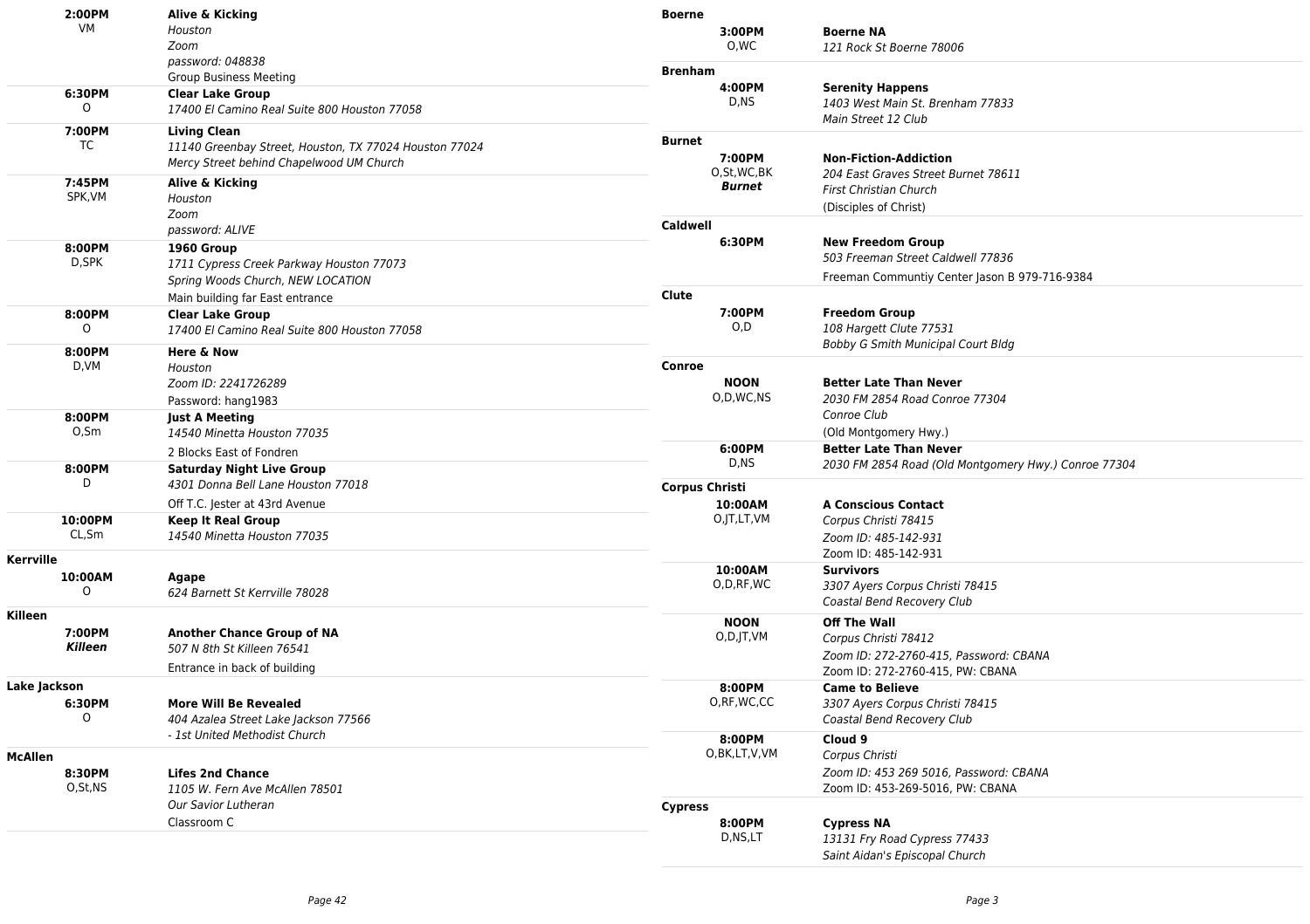| | |
|---|---|
| **2:00PM**<br>VM | **Alive & Kicking**<br>*Houston*<br>*Zoom*<br>*password: 048838*<br>Group Business Meeting |
| **6:30PM**<br>O | **Clear Lake Group**<br>*17400 El Camino Real Suite 800 Houston 77058* |
| **7:00PM**<br>TC | **Living Clean**<br>*11140 Greenbay Street, Houston, TX 77024 Houston 77024*<br>*Mercy Street behind Chapelwood UM Church* |
| **7:45PM**<br>SPK,VM | **Alive & Kicking**<br>*Houston*<br>*Zoom*<br>*password: ALIVE* |
| **8:00PM**<br>D,SPK | **1960 Group**<br>*1711 Cypress Creek Parkway Houston 77073*<br>*Spring Woods Church, NEW LOCATION*<br>Main building far East entrance |
| **8:00PM**<br>O | **Clear Lake Group**<br>*17400 El Camino Real Suite 800 Houston 77058* |
| **8:00PM**<br>D,VM | **Here & Now**<br>*Houston*<br>*Zoom ID: 2241726289*<br>Password: hang1983 |
| **8:00PM**<br>O,Sm | **Just A Meeting**<br>*14540 Minetta Houston 77035*<br>2 Blocks East of Fondren |
| **8:00PM**<br>D | **Saturday Night Live Group**<br>*4301 Donna Bell Lane Houston 77018*<br>Off T.C. Jester at 43rd Avenue |
| **10:00PM**<br>CL,Sm | **Keep It Real Group**<br>*14540 Minetta Houston 77035* |

**Kerrville**

| | |
|---|---|
| **10:00AM**<br>O | **Agape**<br>*624 Barnett St Kerrville 78028* |

**Killeen**

| | |
|---|---|
| **7:00PM**<br>***Killeen*** | **Another Chance Group of NA**<br>*507 N 8th St Killeen 76541*<br>Entrance in back of building |

**Lake Jackson**

| | |
|---|---|
| **6:30PM**<br>O | **More Will Be Revealed**<br>*404 Azalea Street Lake Jackson 77566*<br>*- 1st United Methodist Church* |

**McAllen**

| | |
|---|---|
| **8:30PM**<br>O,St,NS | **Lifes 2nd Chance**<br>*1105 W. Fern Ave McAllen 78501*<br>*Our Savior Lutheran*<br>Classroom C |

**Boerne**

| | |
|---|---|
| **3:00PM**<br>O,WC | **Boerne NA**<br>*121 Rock St Boerne 78006* |

**Brenham**

| | |
|---|---|
| **4:00PM**<br>D,NS | **Serenity Happens**<br>*1403 West Main St. Brenham 77833*<br>*Main Street 12 Club* |

**Burnet**

| | |
|---|---|
| **7:00PM**<br>O,St,WC,BK<br>***Burnet*** | **Non-Fiction-Addiction**<br>*204 East Graves Street Burnet 78611*<br>*First Christian Church*<br>(Disciples of Christ) |

**Caldwell**

| | |
|---|---|
| **6:30PM** | **New Freedom Group**<br>*503 Freeman Street Caldwell 77836*<br>Freeman Communtiy Center Jason B 979-716-9384 |

**Clute**

| | |
|---|---|
| **7:00PM**<br>O,D | **Freedom Group**<br>*108 Hargett Clute 77531*<br>*Bobby G Smith Municipal Court Bldg* |

**Conroe**

| | |
|---|---|
| **NOON**<br>O,D,WC,NS | **Better Late Than Never**<br>*2030 FM 2854 Road Conroe 77304*<br>*Conroe Club*<br>(Old Montgomery Hwy.) |
| **6:00PM**<br>D,NS | **Better Late Than Never**<br>*2030 FM 2854 Road (Old Montgomery Hwy.) Conroe 77304* |

**Corpus Christi**

| | |
|---|---|
| **10:00AM**<br>O,JT,LT,VM | **A Conscious Contact**<br>*Corpus Christi 78415*<br>*Zoom ID: 485-142-931*<br>Zoom ID: 485-142-931 |
| **10:00AM**<br>O,D,RF,WC | **Survivors**<br>*3307 Ayers Corpus Christi 78415*<br>*Coastal Bend Recovery Club* |
| **NOON**<br>O,D,JT,VM | **Off The Wall**<br>*Corpus Christi 78412*<br>*Zoom ID: 272-2760-415, Password: CBANA*<br>Zoom ID: 272-2760-415, PW: CBANA |
| **8:00PM**<br>O,RF,WC,CC | **Came to Believe**<br>*3307 Ayers Corpus Christi 78415*<br>*Coastal Bend Recovery Club* |
| **8:00PM**<br>O,BK,LT,V,VM | **Cloud 9**<br>*Corpus Christi*<br>*Zoom ID: 453 269 5016, Password: CBANA*<br>Zoom ID: 453-269-5016, PW: CBANA |

**Cypress**

| | |
|---|---|
| **8:00PM**<br>D,NS,LT | **Cypress NA**<br>*13131 Fry Road Cypress 77433*<br>*Saint Aidan's Episcopal Church* |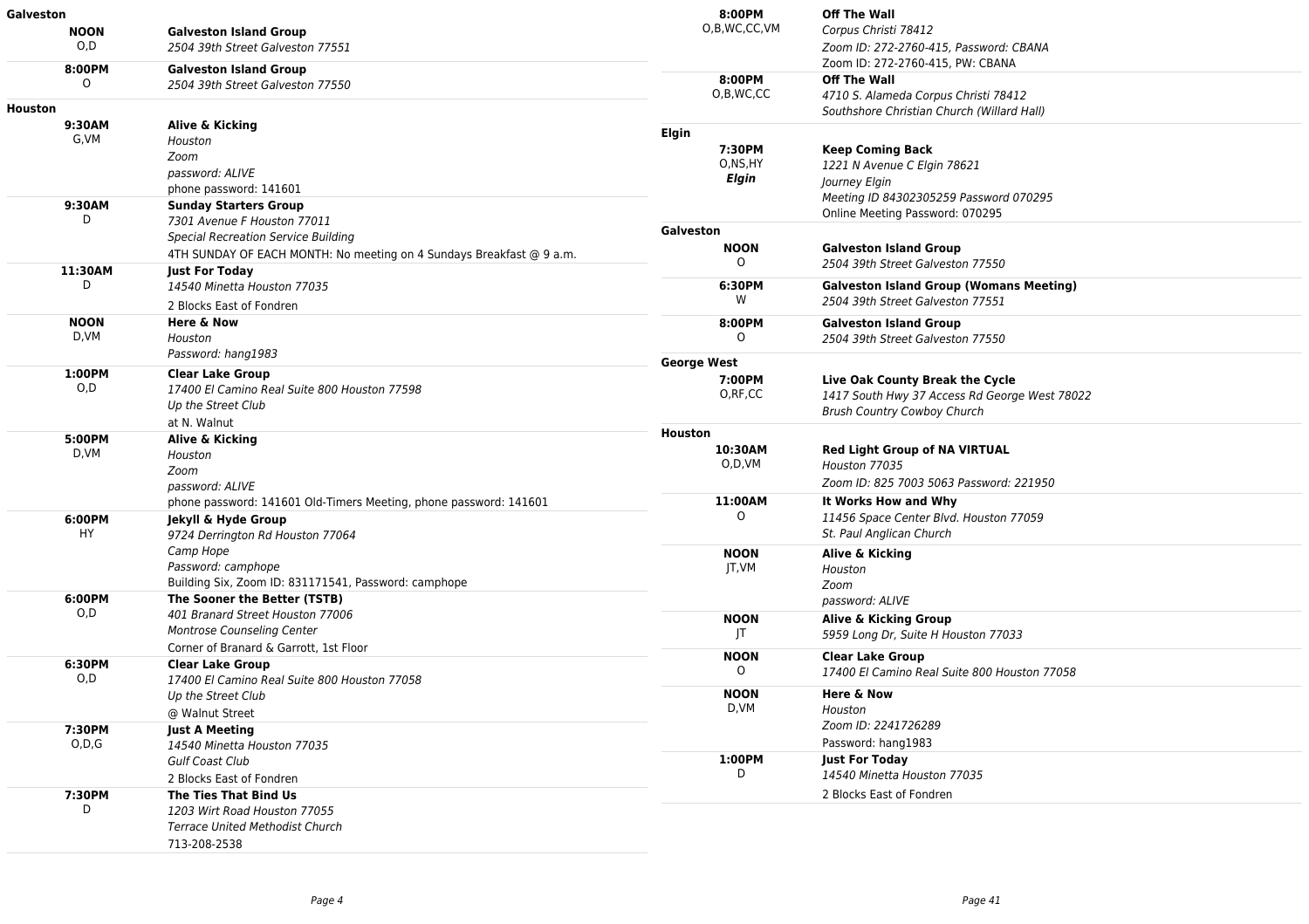**Galveston**

| | |
|---|---|
| **NOON**<br>O,D | **Galveston Island Group**<br>*2504 39th Street Galveston 77551* |
| **8:00PM**<br>O | **Galveston Island Group**<br>*2504 39th Street Galveston 77550* |

**Houston**

| | |
|---|---|
| **9:30AM**<br>G,VM | **Alive & Kicking**<br>*Houston*<br>*Zoom*<br>*password: ALIVE*<br>phone password: 141601 |
| **9:30AM**<br>D | **Sunday Starters Group**<br>*7301 Avenue F Houston 77011*<br>*Special Recreation Service Building*<br>4TH SUNDAY OF EACH MONTH: No meeting on 4 Sundays Breakfast @ 9 a.m. |
| **11:30AM**<br>D | **Just For Today**<br>*14540 Minetta Houston 77035*<br>2 Blocks East of Fondren |
| **NOON**<br>D,VM | **Here & Now**<br>*Houston*<br>*Password: hang1983* |
| **1:00PM**<br>O,D | **Clear Lake Group**<br>*17400 El Camino Real Suite 800 Houston 77598*<br>*Up the Street Club*<br>at N. Walnut |
| **5:00PM**<br>D,VM | **Alive & Kicking**<br>*Houston*<br>*Zoom*<br>*password: ALIVE*<br>phone password: 141601 Old-Timers Meeting, phone password: 141601 |
| **6:00PM**<br>HY | **Jekyll & Hyde Group**<br>*9724 Derrington Rd Houston 77064*<br>*Camp Hope*<br>*Password: camphope*<br>Building Six, Zoom ID: 831171541, Password: camphope |
| **6:00PM**<br>O,D | **The Sooner the Better (TSTB)**<br>*401 Branard Street Houston 77006*<br>*Montrose Counseling Center*<br>Corner of Branard & Garrott, 1st Floor |
| **6:30PM**<br>O,D | **Clear Lake Group**<br>*17400 El Camino Real Suite 800 Houston 77058*<br>*Up the Street Club*<br>@ Walnut Street |
| **7:30PM**<br>O,D,G | **Just A Meeting**<br>*14540 Minetta Houston 77035*<br>*Gulf Coast Club*<br>2 Blocks East of Fondren |
| **7:30PM**<br>D | **The Ties That Bind Us**<br>*1203 Wirt Road Houston 77055*<br>*Terrace United Methodist Church*<br>713-208-2538 |

| | |
|---|---|
| **8:00PM**<br>O,B,WC,CC,VM | **Off The Wall**<br>*Corpus Christi 78412*<br>*Zoom ID: 272-2760-415, Password: CBANA*<br>Zoom ID: 272-2760-415, PW: CBANA |
| **8:00PM**<br>O,B,WC,CC | **Off The Wall**<br>*4710 S. Alameda Corpus Christi 78412*<br>*Southshore Christian Church (Willard Hall)* |

**Elgin**

| | |
|---|---|
| **7:30PM**<br>O,NS,HY<br>***Elgin*** | **Keep Coming Back**<br>*1221 N Avenue C Elgin 78621*<br>*Journey Elgin*<br>*Meeting ID 84302305259 Password 070295*<br>Online Meeting Password: 070295 |

**Galveston**

| | |
|---|---|
| **NOON**<br>O | **Galveston Island Group**<br>*2504 39th Street Galveston 77550* |
| **6:30PM**<br>W | **Galveston Island Group (Womans Meeting)**<br>*2504 39th Street Galveston 77551* |
| **8:00PM**<br>O | **Galveston Island Group**<br>*2504 39th Street Galveston 77550* |

**George West**

| | |
|---|---|
| **7:00PM**<br>O,RF,CC | **Live Oak County Break the Cycle**<br>*1417 South Hwy 37 Access Rd George West 78022*<br>*Brush Country Cowboy Church* |

**Houston**

| | |
|---|---|
| **10:30AM**<br>O,D,VM | **Red Light Group of NA VIRTUAL**<br>*Houston 77035*<br>*Zoom ID: 825 7003 5063 Password: 221950* |
| **11:00AM**<br>O | **It Works How and Why**<br>*11456 Space Center Blvd. Houston 77059*<br>*St. Paul Anglican Church* |
| **NOON**<br>JT,VM | **Alive & Kicking**<br>*Houston*<br>*Zoom*<br>*password: ALIVE* |
| **NOON**<br>JT | **Alive & Kicking Group**<br>*5959 Long Dr, Suite H Houston 77033* |
| **NOON**<br>O | **Clear Lake Group**<br>*17400 El Camino Real Suite 800 Houston 77058* |
| **NOON**<br>D,VM | **Here & Now**<br>*Houston*<br>*Zoom ID: 2241726289*<br>Password: hang1983 |
| **1:00PM**<br>D | **Just For Today**<br>*14540 Minetta Houston 77035*<br>2 Blocks East of Fondren |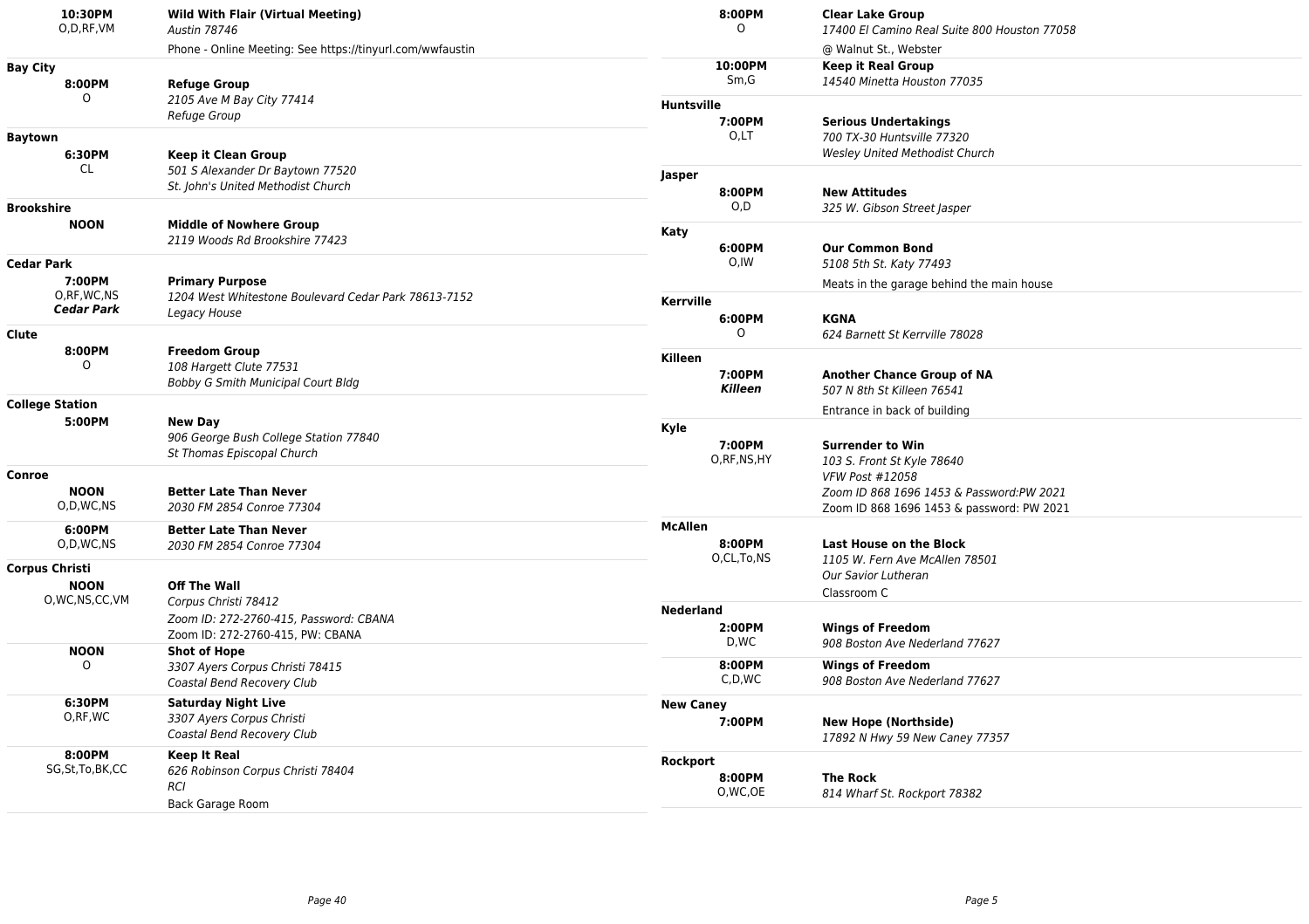**10:30PM** O,D,RF,VM

**Wild With Flair (Virtual Meeting)**
*Austin 78746*
Phone - Online Meeting: See https://tinyurl.com/wwfaustin

### Bay City

**8:00PM** O

**Refuge Group**
*2105 Ave M Bay City 77414*
*Refuge Group*

### Baytown

**6:30PM** CL

**Keep it Clean Group**
*501 S Alexander Dr Baytown 77520*
*St. John's United Methodist Church*

### Brookshire

**NOON**

**Middle of Nowhere Group**
*2119 Woods Rd Brookshire 77423*

### Cedar Park

**7:00PM** O,RF,WC,NS ***Cedar Park***

**Primary Purpose**
*1204 West Whitestone Boulevard Cedar Park 78613-7152*
*Legacy House*

### Clute

**8:00PM** O

**Freedom Group**
*108 Hargett Clute 77531*
*Bobby G Smith Municipal Court Bldg*

### College Station

**5:00PM**

**New Day**
*906 George Bush College Station 77840*
*St Thomas Episcopal Church*

### Conroe

**NOON** O,D,WC,NS

**Better Late Than Never**
*2030 FM 2854 Conroe 77304*

**6:00PM** O,D,WC,NS

**Better Late Than Never**
*2030 FM 2854 Conroe 77304*

### Corpus Christi

**NOON** O,WC,NS,CC,VM

**Off The Wall**
*Corpus Christi 78412*
*Zoom ID: 272-2760-415, Password: CBANA*
Zoom ID: 272-2760-415, PW: CBANA

**NOON** O

**Shot of Hope**
*3307 Ayers Corpus Christi 78415*
*Coastal Bend Recovery Club*

**6:30PM** O,RF,WC

**Saturday Night Live**
*3307 Ayers Corpus Christi*
*Coastal Bend Recovery Club*

**8:00PM** SG,St,To,BK,CC

**Keep It Real**
*626 Robinson Corpus Christi 78404*
*RCI*
Back Garage Room

**8:00PM** O

**Clear Lake Group**
*17400 El Camino Real Suite 800 Houston 77058*
@ Walnut St., Webster

**10:00PM** Sm,G

**Keep it Real Group**
*14540 Minetta Houston 77035*

### Huntsville

**7:00PM** O,LT

**Serious Undertakings**
*700 TX-30 Huntsville 77320*
*Wesley United Methodist Church*

### Jasper

**8:00PM** O,D

**New Attitudes**
*325 W. Gibson Street Jasper*

### Katy

**6:00PM** O,IW

**Our Common Bond**
*5108 5th St. Katy 77493*
Meats in the garage behind the main house

### Kerrville

**6:00PM** O

**KGNA**
*624 Barnett St Kerrville 78028*

### Killeen

**7:00PM** ***Killeen***

**Another Chance Group of NA**
*507 N 8th St Killeen 76541*
Entrance in back of building

### Kyle

**7:00PM** O,RF,NS,HY

**Surrender to Win**
*103 S. Front St Kyle 78640*
*VFW Post #12058*
*Zoom ID 868 1696 1453 & Password:PW 2021*
Zoom ID 868 1696 1453 & password: PW 2021

### McAllen

**8:00PM** O,CL,To,NS

**Last House on the Block**
*1105 W. Fern Ave McAllen 78501*
*Our Savior Lutheran*
Classroom C

### Nederland

**2:00PM** D,WC

**Wings of Freedom**
*908 Boston Ave Nederland 77627*

**8:00PM** C,D,WC

**Wings of Freedom**
*908 Boston Ave Nederland 77627*

### New Caney

**7:00PM**

**New Hope (Northside)**
*17892 N Hwy 59 New Caney 77357*

### Rockport

**8:00PM** O,WC,OE

**The Rock**
*814 Wharf St. Rockport 78382*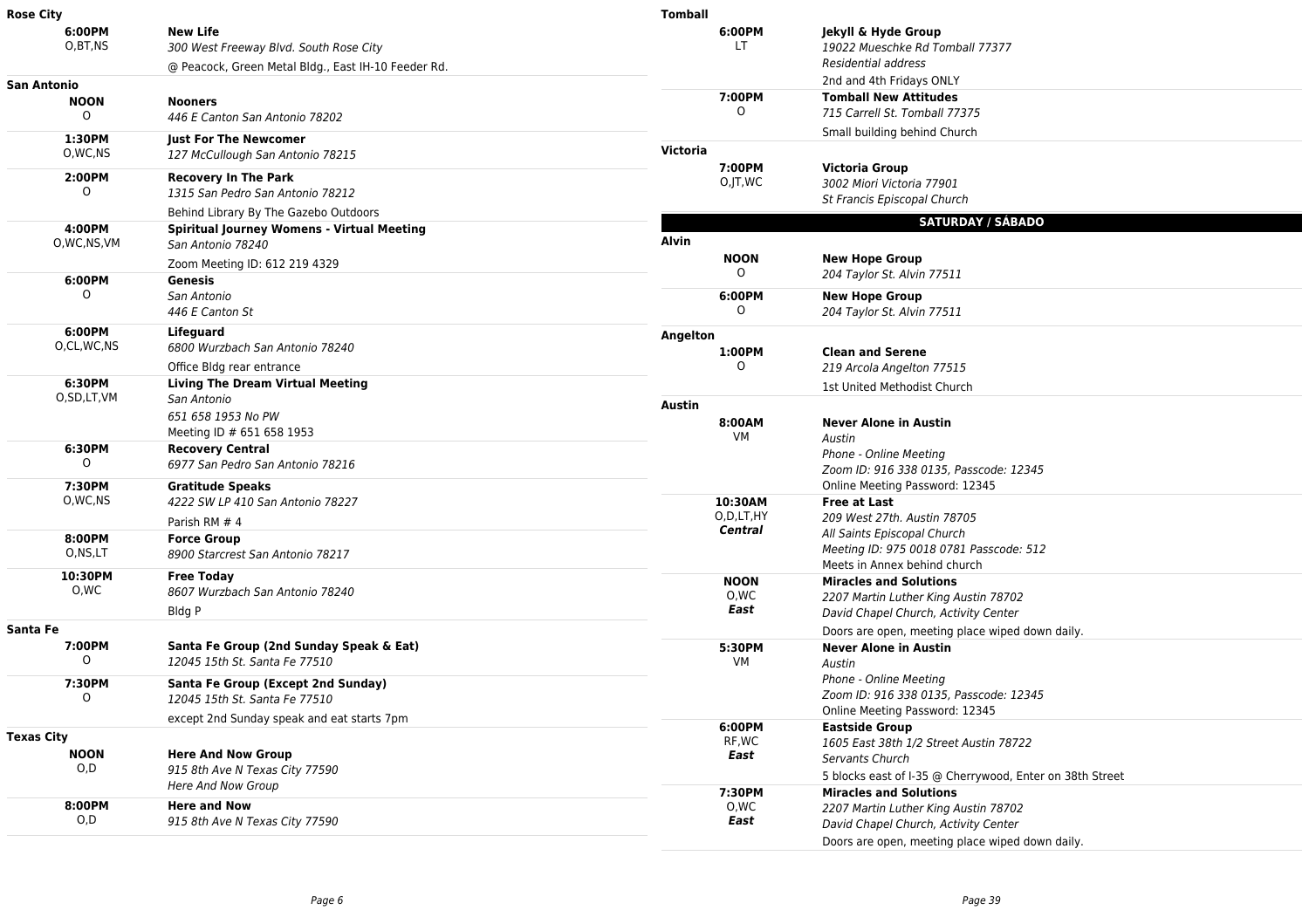**Rose City**

| | |
|---|---|
| **6:00PM**<br>O,BT,NS | **New Life**<br>*300 West Freeway Blvd. South Rose City*<br>@ Peacock, Green Metal Bldg., East IH-10 Feeder Rd. |

**San Antonio**

| | |
|---|---|
| **NOON**<br>O | **Nooners**<br>*446 E Canton San Antonio 78202* |
| **1:30PM**<br>O,WC,NS | **Just For The Newcomer**<br>*127 McCullough San Antonio 78215* |
| **2:00PM**<br>O | **Recovery In The Park**<br>*1315 San Pedro San Antonio 78212*<br>Behind Library By The Gazebo Outdoors |
| **4:00PM**<br>O,WC,NS,VM | **Spiritual Journey Womens - Virtual Meeting**<br>*San Antonio 78240*<br>Zoom Meeting ID: 612 219 4329 |
| **6:00PM**<br>O | **Genesis**<br>*San Antonio*<br>*446 E Canton St* |
| **6:00PM**<br>O,CL,WC,NS | **Lifeguard**<br>*6800 Wurzbach San Antonio 78240*<br>Office Bldg rear entrance |
| **6:30PM**<br>O,SD,LT,VM | **Living The Dream Virtual Meeting**<br>*San Antonio*<br>*651 658 1953 No PW*<br>Meeting ID # 651 658 1953 |
| **6:30PM**<br>O | **Recovery Central**<br>*6977 San Pedro San Antonio 78216* |
| **7:30PM**<br>O,WC,NS | **Gratitude Speaks**<br>*4222 SW LP 410 San Antonio 78227*<br>Parish RM # 4 |
| **8:00PM**<br>O,NS,LT | **Force Group**<br>*8900 Starcrest San Antonio 78217* |
| **10:30PM**<br>O,WC | **Free Today**<br>*8607 Wurzbach San Antonio 78240*<br>Bldg P |

**Santa Fe**

| | |
|---|---|
| **7:00PM**<br>O | **Santa Fe Group (2nd Sunday Speak & Eat)**<br>*12045 15th St. Santa Fe 77510* |
| **7:30PM**<br>O | **Santa Fe Group (Except 2nd Sunday)**<br>*12045 15th St. Santa Fe 77510*<br>except 2nd Sunday speak and eat starts 7pm |

**Texas City**

| | |
|---|---|
| **NOON**<br>O,D | **Here And Now Group**<br>*915 8th Ave N Texas City 77590*<br>*Here And Now Group* |
| **8:00PM**<br>O,D | **Here and Now**<br>*915 8th Ave N Texas City 77590* |

**Tomball**

| | |
|---|---|
| **6:00PM**<br>LT | **Jekyll & Hyde Group**<br>*19022 Mueschke Rd Tomball 77377*<br>*Residential address*<br>2nd and 4th Fridays ONLY |
| **7:00PM**<br>O | **Tomball New Attitudes**<br>*715 Carrell St. Tomball 77375*<br>Small building behind Church |

**Victoria**

| | |
|---|---|
| **7:00PM**<br>O,JT,WC | **Victoria Group**<br>*3002 Miori Victoria 77901*<br>*St Francis Episcopal Church* |

## SATURDAY / SÁBADO

**Alvin**

| | |
|---|---|
| **NOON**<br>O | **New Hope Group**<br>*204 Taylor St. Alvin 77511* |
| **6:00PM**<br>O | **New Hope Group**<br>*204 Taylor St. Alvin 77511* |

**Angelton**

| | |
|---|---|
| **1:00PM**<br>O | **Clean and Serene**<br>*219 Arcola Angelton 77515*<br>1st United Methodist Church |

**Austin**

| | |
|---|---|
| **8:00AM**<br>VM | **Never Alone in Austin**<br>*Austin*<br>*Phone - Online Meeting*<br>*Zoom ID: 916 338 0135, Passcode: 12345*<br>Online Meeting Password: 12345 |
| **10:30AM**<br>O,D,LT,HY<br>***Central*** | **Free at Last**<br>*209 West 27th. Austin 78705*<br>*All Saints Episcopal Church*<br>*Meeting ID: 975 0018 0781 Passcode: 512*<br>Meets in Annex behind church |
| **NOON**<br>O,WC<br>***East*** | **Miracles and Solutions**<br>*2207 Martin Luther King Austin 78702*<br>*David Chapel Church, Activity Center*<br>Doors are open, meeting place wiped down daily. |
| **5:30PM**<br>VM | **Never Alone in Austin**<br>*Austin*<br>*Phone - Online Meeting*<br>*Zoom ID: 916 338 0135, Passcode: 12345*<br>Online Meeting Password: 12345 |
| **6:00PM**<br>RF,WC<br>***East*** | **Eastside Group**<br>*1605 East 38th 1/2 Street Austin 78722*<br>*Servants Church*<br>5 blocks east of I-35 @ Cherrywood, Enter on 38th Street |
| **7:30PM**<br>O,WC<br>***East*** | **Miracles and Solutions**<br>*2207 Martin Luther King Austin 78702*<br>*David Chapel Church, Activity Center*<br>Doors are open, meeting place wiped down daily. |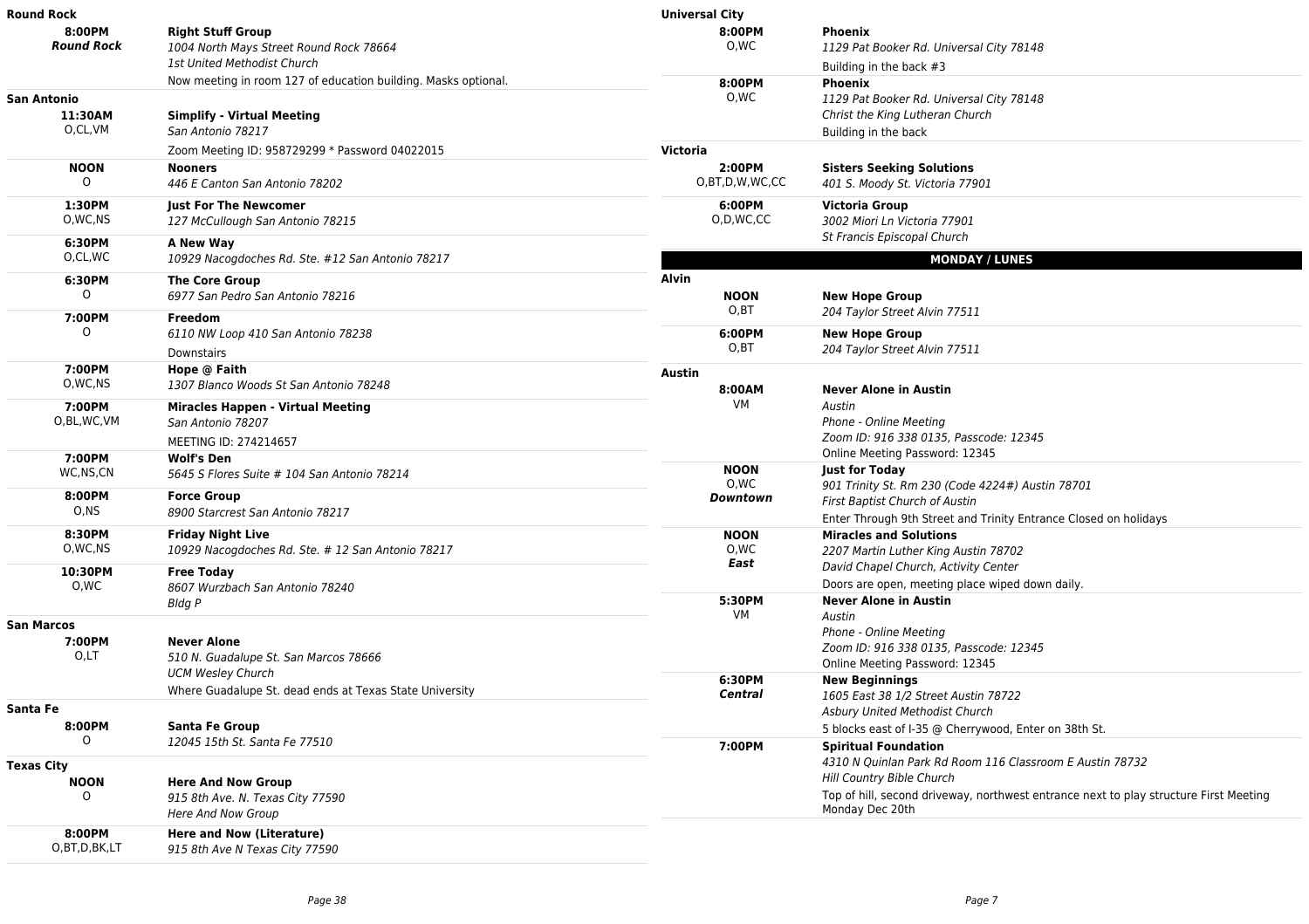### Round Rock

**8:00PM**
***Round Rock***
**Right Stuff Group**
*1004 North Mays Street Round Rock 78664*
*1st United Methodist Church*
Now meeting in room 127 of education building. Masks optional.

### San Antonio

**11:30AM** O,CL,VM
**Simplify - Virtual Meeting**
*San Antonio 78217*
Zoom Meeting ID: 958729299 * Password 04022015

**NOON** O
**Nooners**
*446 E Canton San Antonio 78202*

**1:30PM** O,WC,NS
**Just For The Newcomer**
*127 McCullough San Antonio 78215*

**6:30PM** O,CL,WC
**A New Way**
*10929 Nacogdoches Rd. Ste. #12 San Antonio 78217*

**6:30PM** O
**The Core Group**
*6977 San Pedro San Antonio 78216*

**7:00PM** O
**Freedom**
*6110 NW Loop 410 San Antonio 78238*
Downstairs

**7:00PM** O,WC,NS
**Hope @ Faith**
*1307 Blanco Woods St San Antonio 78248*

**7:00PM** O,BL,WC,VM
**Miracles Happen - Virtual Meeting**
*San Antonio 78207*
MEETING ID: 274214657

**7:00PM** WC,NS,CN
**Wolf's Den**
*5645 S Flores Suite # 104 San Antonio 78214*

**8:00PM** O,NS
**Force Group**
*8900 Starcrest San Antonio 78217*

**8:30PM** O,WC,NS
**Friday Night Live**
*10929 Nacogdoches Rd. Ste. # 12 San Antonio 78217*

**10:30PM** O,WC
**Free Today**
*8607 Wurzbach San Antonio 78240*
*Bldg P*

### San Marcos

**7:00PM** O,LT
**Never Alone**
*510 N. Guadalupe St. San Marcos 78666*
*UCM Wesley Church*
Where Guadalupe St. dead ends at Texas State University

### Santa Fe

**8:00PM** O
**Santa Fe Group**
*12045 15th St. Santa Fe 77510*

### Texas City

**NOON** O
**Here And Now Group**
*915 8th Ave. N. Texas City 77590*
*Here And Now Group*

**8:00PM** O,BT,D,BK,LT
**Here and Now (Literature)**
*915 8th Ave N Texas City 77590*

### Universal City

**8:00PM** O,WC
**Phoenix**
*1129 Pat Booker Rd. Universal City 78148*
Building in the back #3

**8:00PM** O,WC
**Phoenix**
*1129 Pat Booker Rd. Universal City 78148*
*Christ the King Lutheran Church*
Building in the back

### Victoria

**2:00PM** O,BT,D,W,WC,CC
**Sisters Seeking Solutions**
*401 S. Moody St. Victoria 77901*

**6:00PM** O,D,WC,CC
**Victoria Group**
*3002 Miori Ln Victoria 77901*
*St Francis Episcopal Church*

## MONDAY / LUNES

### Alvin

**NOON** O,BT
**New Hope Group**
*204 Taylor Street Alvin 77511*

**6:00PM** O,BT
**New Hope Group**
*204 Taylor Street Alvin 77511*

### Austin

**8:00AM** VM
**Never Alone in Austin**
*Austin*
*Phone - Online Meeting*
*Zoom ID: 916 338 0135, Passcode: 12345*
Online Meeting Password: 12345

**NOON** O,WC
***Downtown***
**Just for Today**
*901 Trinity St. Rm 230 (Code 4224#) Austin 78701*
*First Baptist Church of Austin*
Enter Through 9th Street and Trinity Entrance Closed on holidays

**NOON** O,WC
***East***
**Miracles and Solutions**
*2207 Martin Luther King Austin 78702*
*David Chapel Church, Activity Center*
Doors are open, meeting place wiped down daily.

**5:30PM** VM
**Never Alone in Austin**
*Austin*
*Phone - Online Meeting*
*Zoom ID: 916 338 0135, Passcode: 12345*
Online Meeting Password: 12345

**6:30PM**
***Central***
**New Beginnings**
*1605 East 38 1/2 Street Austin 78722*
*Asbury United Methodist Church*
5 blocks east of I-35 @ Cherrywood, Enter on 38th St.

**7:00PM**
**Spiritual Foundation**
*4310 N Quinlan Park Rd Room 116 Classroom E Austin 78732*
*Hill Country Bible Church*
Top of hill, second driveway, northwest entrance next to play structure First Meeting Monday Dec 20th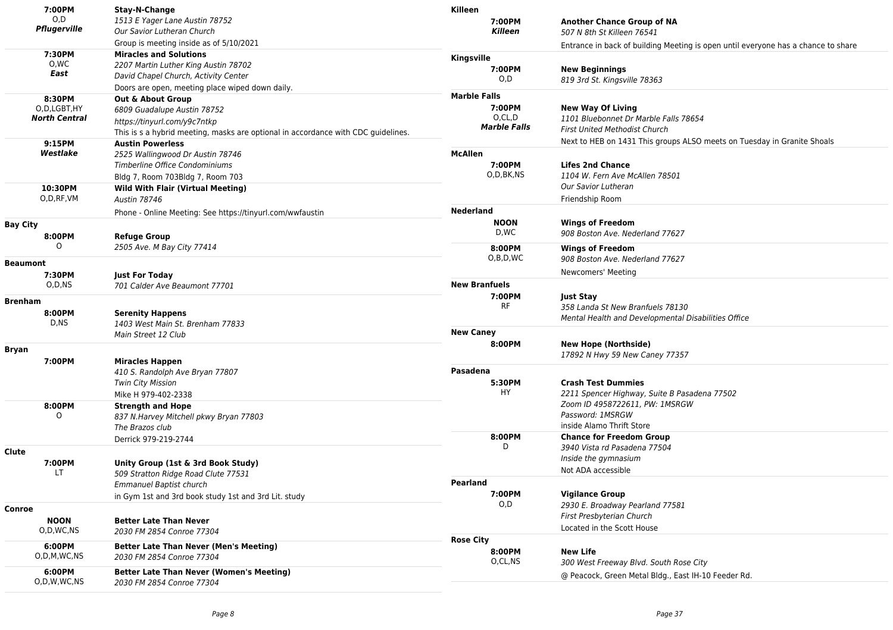**7:00PM** O,D *Pflugerville*
**Stay-N-Change**
*1513 E Yager Lane Austin 78752*
*Our Savior Lutheran Church*
Group is meeting inside as of 5/10/2021

**7:30PM** O,WC *East*
**Miracles and Solutions**
*2207 Martin Luther King Austin 78702*
*David Chapel Church, Activity Center*
Doors are open, meeting place wiped down daily.

**8:30PM** O,D,LGBT,HY *North Central*
**Out & About Group**
*6809 Guadalupe Austin 78752*
*https://tinyurl.com/y9c7ntkp*
This is s a hybrid meeting, masks are optional in accordance with CDC guidelines.

**9:15PM** *Westlake*
**Austin Powerless**
*2525 Wallingwood Dr Austin 78746*
*Timberline Office Condominiums*
Bldg 7, Room 703Bldg 7, Room 703

**10:30PM** O,D,RF,VM
**Wild With Flair (Virtual Meeting)**
*Austin 78746*
Phone - Online Meeting: See https://tinyurl.com/wwfaustin

### Bay City

**8:00PM** O
**Refuge Group**
*2505 Ave. M Bay City 77414*

### Beaumont

**7:30PM** O,D,NS
**Just For Today**
*701 Calder Ave Beaumont 77701*

### Brenham

**8:00PM** D,NS
**Serenity Happens**
*1403 West Main St. Brenham 77833*
*Main Street 12 Club*

### Bryan

**7:00PM**
**Miracles Happen**
*410 S. Randolph Ave Bryan 77807*
*Twin City Mission*
Mike H 979-402-2338

**8:00PM** O
**Strength and Hope**
*837 N.Harvey Mitchell pkwy Bryan 77803*
*The Brazos club*
Derrick 979-219-2744

### Clute

**7:00PM** LT
**Unity Group (1st & 3rd Book Study)**
*509 Stratton Ridge Road Clute 77531*
*Emmanuel Baptist church*
in Gym 1st and 3rd book study 1st and 3rd Lit. study

### Conroe

**NOON** O,D,WC,NS
**Better Late Than Never**
*2030 FM 2854 Conroe 77304*

**6:00PM** O,D,M,WC,NS
**Better Late Than Never (Men's Meeting)**
*2030 FM 2854 Conroe 77304*

**6:00PM** O,D,W,WC,NS
**Better Late Than Never (Women's Meeting)**
*2030 FM 2854 Conroe 77304*

### Killeen

**7:00PM** *Killeen*
**Another Chance Group of NA**
*507 N 8th St Killeen 76541*
Entrance in back of building Meeting is open until everyone has a chance to share

### Kingsville

**7:00PM** O,D
**New Beginnings**
*819 3rd St. Kingsville 78363*

### Marble Falls

**7:00PM** O,CL,D *Marble Falls*
**New Way Of Living**
*1101 Bluebonnet Dr Marble Falls 78654*
*First United Methodist Church*
Next to HEB on 1431 This groups ALSO meets on Tuesday in Granite Shoals

### McAllen

**7:00PM** O,D,BK,NS
**Lifes 2nd Chance**
*1104 W. Fern Ave McAllen 78501*
*Our Savior Lutheran*
Friendship Room

### Nederland

**NOON** D,WC
**Wings of Freedom**
*908 Boston Ave. Nederland 77627*

**8:00PM** O,B,D,WC
**Wings of Freedom**
*908 Boston Ave. Nederland 77627*
Newcomers' Meeting

### New Branfuels

**7:00PM** RF
**Just Stay**
*358 Landa St New Branfuels 78130*
*Mental Health and Developmental Disabilities Office*

### New Caney

**8:00PM**
**New Hope (Northside)**
*17892 N Hwy 59 New Caney 77357*

### Pasadena

**5:30PM** HY
**Crash Test Dummies**
*2211 Spencer Highway, Suite B Pasadena 77502*
*Zoom ID 4958722611, PW: 1MSRGW*
*Password: 1MSRGW*
inside Alamo Thrift Store

**8:00PM** D
**Chance for Freedom Group**
*3940 Vista rd Pasadena 77504*
*Inside the gymnasium*
Not ADA accessible

### Pearland

**7:00PM** O,D
**Vigilance Group**
*2930 E. Broadway Pearland 77581*
*First Presbyterian Church*
Located in the Scott House

### Rose City

**8:00PM** O,CL,NS
**New Life**
*300 West Freeway Blvd. South Rose City*
@ Peacock, Green Metal Bldg., East IH-10 Feeder Rd.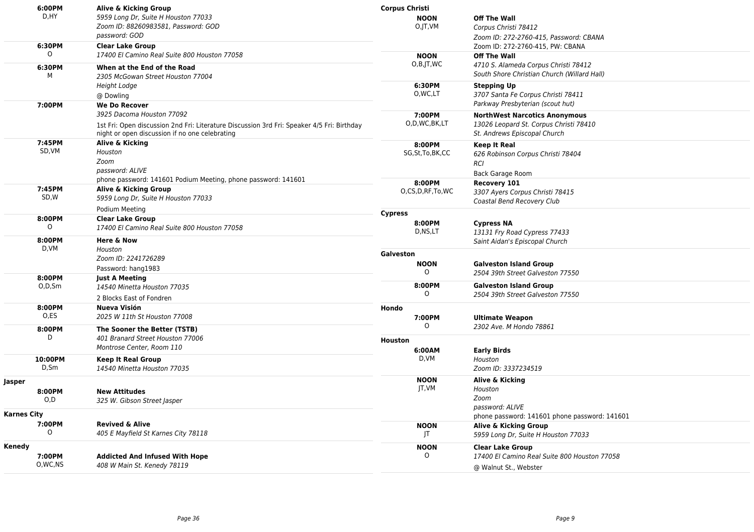| | |
|---|---|
| **6:00PM** D,HY | **Alive & Kicking Group** *5959 Long Dr, Suite H Houston 77033* *Zoom ID: 88260983581, Password: GOD* *password: GOD* |
| **6:30PM** O | **Clear Lake Group** *17400 El Camino Real Suite 800 Houston 77058* |
| **6:30PM** M | **When at the End of the Road** *2305 McGowan Street Houston 77004* *Height Lodge* @ Dowling |
| **7:00PM** | **We Do Recover** *3925 Dacoma Houston 77092* 1st Fri: Open discussion 2nd Fri: Literature Discussion 3rd Fri: Speaker 4/5 Fri: Birthday night or open discussion if no one celebrating |
| **7:45PM** SD,VM | **Alive & Kicking** *Houston* *Zoom* *password: ALIVE* phone password: 141601 Podium Meeting, phone password: 141601 |
| **7:45PM** SD,W | **Alive & Kicking Group** *5959 Long Dr, Suite H Houston 77033* Podium Meeting |
| **8:00PM** O | **Clear Lake Group** *17400 El Camino Real Suite 800 Houston 77058* |
| **8:00PM** D,VM | **Here & Now** *Houston* *Zoom ID: 2241726289* Password: hang1983 |
| **8:00PM** O,D,Sm | **Just A Meeting** *14540 Minetta Houston 77035* 2 Blocks East of Fondren |
| **8:00PM** O,ES | **Nueva Visión** *2025 W 11th St Houston 77008* |
| **8:00PM** D | **The Sooner the Better (TSTB)** *401 Branard Street Houston 77006* *Montrose Center, Room 110* |
| **10:00PM** D,Sm | **Keep It Real Group** *14540 Minetta Houston 77035* |

**Jasper**

| | |
|---|---|
| **8:00PM** O,D | **New Attitudes** *325 W. Gibson Street Jasper* |

**Karnes City**

| | |
|---|---|
| **7:00PM** O | **Revived & Alive** *405 E Mayfield St Karnes City 78118* |

**Kenedy**

| | |
|---|---|
| **7:00PM** O,WC,NS | **Addicted And Infused With Hope** *408 W Main St. Kenedy 78119* |

**Corpus Christi**

| | |
|---|---|
| **NOON** O,JT,VM | **Off The Wall** *Corpus Christi 78412* *Zoom ID: 272-2760-415, Password: CBANA* Zoom ID: 272-2760-415, PW: CBANA |
| **NOON** O,B,JT,WC | **Off The Wall** *4710 S. Alameda Corpus Christi 78412* *South Shore Christian Church (Willard Hall)* |
| **6:30PM** O,WC,LT | **Stepping Up** *3707 Santa Fe Corpus Christi 78411* *Parkway Presbyterian (scout hut)* |
| **7:00PM** O,D,WC,BK,LT | **NorthWest Narcotics Anonymous** *13026 Leopard St. Corpus Christi 78410* *St. Andrews Episcopal Church* |
| **8:00PM** SG,St,To,BK,CC | **Keep It Real** *626 Robinson Corpus Christi 78404* *RCI* Back Garage Room |
| **8:00PM** O,CS,D,RF,To,WC | **Recovery 101** *3307 Ayers Corpus Christi 78415* *Coastal Bend Recovery Club* |

**Cypress**

| | |
|---|---|
| **8:00PM** D,NS,LT | **Cypress NA** *13131 Fry Road Cypress 77433* *Saint Aidan's Episcopal Church* |

**Galveston**

| | |
|---|---|
| **NOON** O | **Galveston Island Group** *2504 39th Street Galveston 77550* |
| **8:00PM** O | **Galveston Island Group** *2504 39th Street Galveston 77550* |

**Hondo**

| | |
|---|---|
| **7:00PM** O | **Ultimate Weapon** *2302 Ave. M Hondo 78861* |

**Houston**

| | |
|---|---|
| **6:00AM** D,VM | **Early Birds** *Houston* *Zoom ID: 3337234519* |
| **NOON** JT,VM | **Alive & Kicking** *Houston* *Zoom* *password: ALIVE* phone password: 141601 phone password: 141601 |
| **NOON** JT | **Alive & Kicking Group** *5959 Long Dr, Suite H Houston 77033* |
| **NOON** O | **Clear Lake Group** *17400 El Camino Real Suite 800 Houston 77058* @ Walnut St., Webster |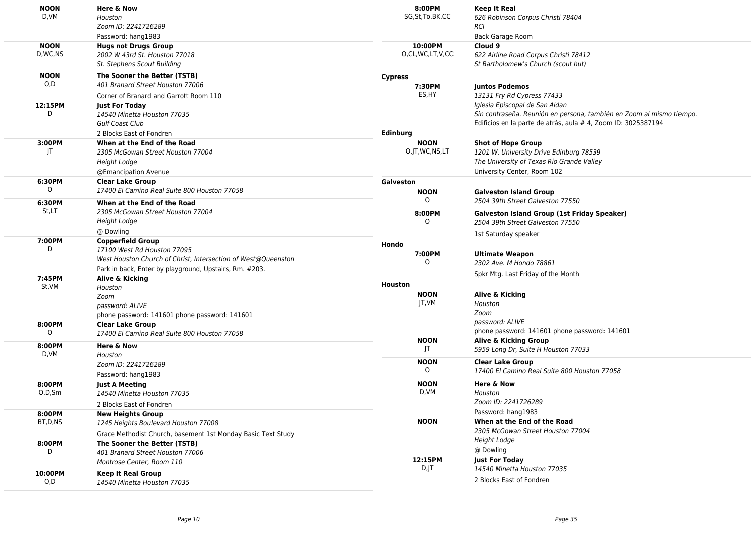**NOON**
D,VM

**Here & Now**
*Houston*
*Zoom ID: 2241726289*
Password: hang1983

**NOON**
D,WC,NS

**Hugs not Drugs Group**
*2002 W 43rd St. Houston 77018*
*St. Stephens Scout Building*

**NOON**
O,D

**The Sooner the Better (TSTB)**
*401 Branard Street Houston 77006*
Corner of Branard and Garrott Room 110

**12:15PM**
D

**Just For Today**
*14540 Minetta Houston 77035*
*Gulf Coast Club*
2 Blocks East of Fondren

**3:00PM**
JT

**When at the End of the Road**
*2305 McGowan Street Houston 77004*
*Height Lodge*
@Emancipation Avenue

**6:30PM**
O

**Clear Lake Group**
*17400 El Camino Real Suite 800 Houston 77058*

**6:30PM**
St,LT

**When at the End of the Road**
*2305 McGowan Street Houston 77004*
*Height Lodge*
@ Dowling

**7:00PM**
D

**Copperfield Group**
*17100 West Rd Houston 77095*
*West Houston Church of Christ, Intersection of West@Queenston*
Park in back, Enter by playground, Upstairs, Rm. #203.

**7:45PM**
St,VM

**Alive & Kicking**
*Houston*
*Zoom*
*password: ALIVE*
phone password: 141601 phone password: 141601

**8:00PM**
O

**Clear Lake Group**
*17400 El Camino Real Suite 800 Houston 77058*

**8:00PM**
D,VM

**Here & Now**
*Houston*
*Zoom ID: 2241726289*
Password: hang1983

**8:00PM**
O,D,Sm

**Just A Meeting**
*14540 Minetta Houston 77035*
2 Blocks East of Fondren

**8:00PM**
BT,D,NS

**New Heights Group**
*1245 Heights Boulevard Houston 77008*
Grace Methodist Church, basement 1st Monday Basic Text Study

**8:00PM**
D

**The Sooner the Better (TSTB)**
*401 Branard Street Houston 77006*
*Montrose Center, Room 110*

**10:00PM**
O,D

**Keep It Real Group**
*14540 Minetta Houston 77035*

**8:00PM**
SG,St,To,BK,CC

**Keep It Real**
*626 Robinson Corpus Christi 78404*
*RCI*
Back Garage Room

**10:00PM**
O,CL,WC,LT,V,CC

**Cloud 9**
*622 Airline Road Corpus Christi 78412*
*St Bartholomew's Church (scout hut)*

**Cypress**

**7:30PM**
ES,HY

**Juntos Podemos**
*13131 Fry Rd Cypress 77433*
*Iglesia Episcopal de San Aidan*
*Sin contraseña. Reunión en persona, también en Zoom al mismo tiempo.*
Edificios en la parte de atrás, aula # 4, Zoom ID: 3025387194

**Edinburg**

**NOON**
O,JT,WC,NS,LT

**Shot of Hope Group**
*1201 W. University Drive Edinburg 78539*
*The University of Texas Rio Grande Valley*
University Center, Room 102

**Galveston**

**NOON**
O

**Galveston Island Group**
*2504 39th Street Galveston 77550*

**8:00PM**
O

**Galveston Island Group (1st Friday Speaker)**
*2504 39th Street Galveston 77550*
1st Saturday speaker

**Hondo**

**7:00PM**
O

**Ultimate Weapon**
*2302 Ave. M Hondo 78861*
Spkr Mtg. Last Friday of the Month

**Houston**

**NOON**
JT,VM

**Alive & Kicking**
*Houston*
*Zoom*
*password: ALIVE*
phone password: 141601 phone password: 141601

**NOON**
JT

**Alive & Kicking Group**
*5959 Long Dr, Suite H Houston 77033*

**NOON**
O

**Clear Lake Group**
*17400 El Camino Real Suite 800 Houston 77058*

**NOON**
D,VM

**Here & Now**
*Houston*
*Zoom ID: 2241726289*
Password: hang1983

**NOON**

**When at the End of the Road**
*2305 McGowan Street Houston 77004*
*Height Lodge*
@ Dowling

**12:15PM**
D,JT

**Just For Today**
*14540 Minetta Houston 77035*
2 Blocks East of Fondren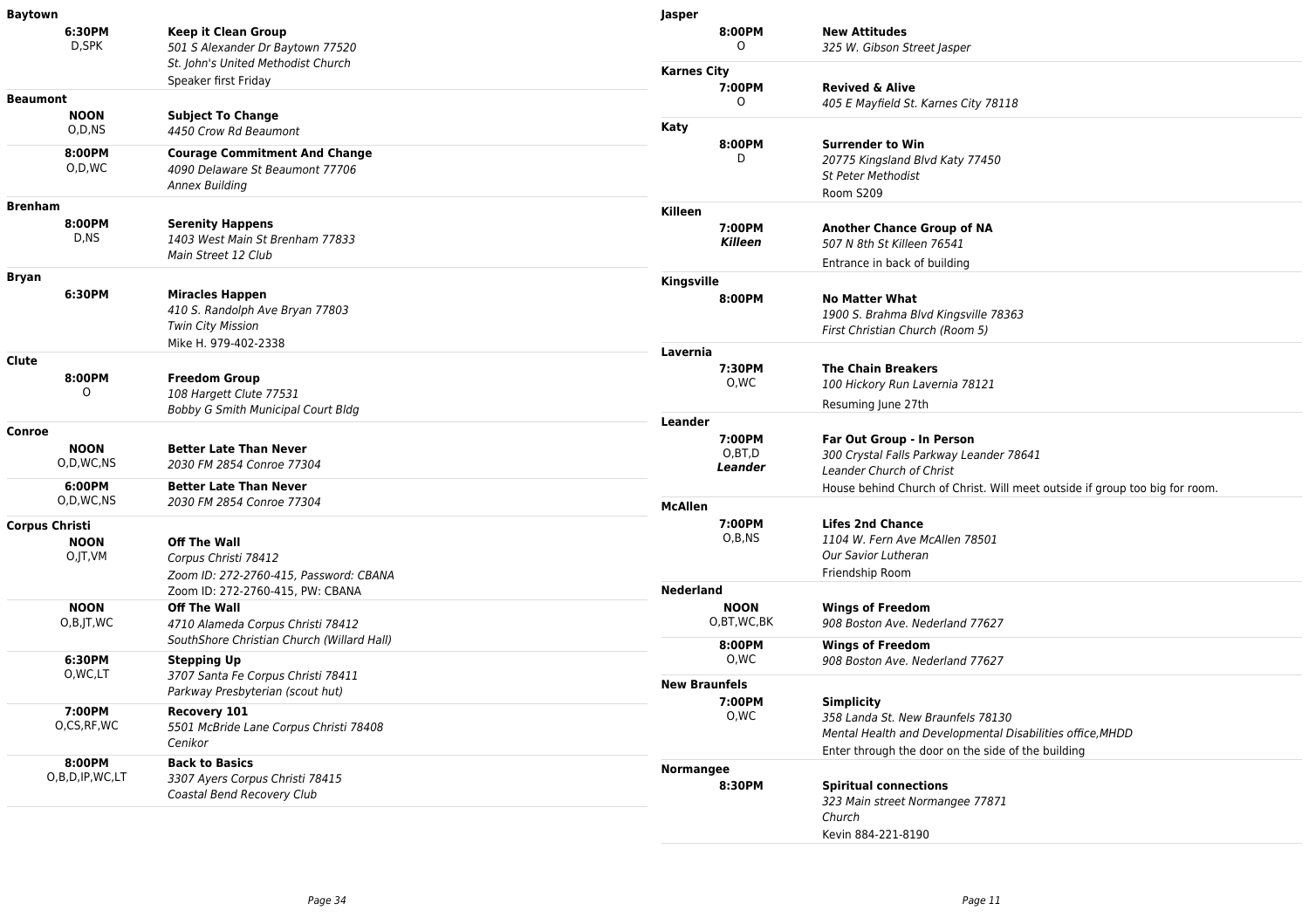**Baytown**

**6:30PM**
D,SPK

**Keep it Clean Group**
*501 S Alexander Dr Baytown 77520*
*St. John's United Methodist Church*
Speaker first Friday

**Beaumont**

**NOON**
O,D,NS

**Subject To Change**
*4450 Crow Rd Beaumont*

**8:00PM**
O,D,WC

**Courage Commitment And Change**
*4090 Delaware St Beaumont 77706*
*Annex Building*

**Brenham**

**8:00PM**
D,NS

**Serenity Happens**
*1403 West Main St Brenham 77833*
*Main Street 12 Club*

**Bryan**

**6:30PM**

**Miracles Happen**
*410 S. Randolph Ave Bryan 77803*
*Twin City Mission*
Mike H. 979-402-2338

**Clute**

**8:00PM**
O

**Freedom Group**
*108 Hargett Clute 77531*
*Bobby G Smith Municipal Court Bldg*

**Conroe**

**NOON**
O,D,WC,NS

**Better Late Than Never**
*2030 FM 2854 Conroe 77304*

**6:00PM**
O,D,WC,NS

**Better Late Than Never**
*2030 FM 2854 Conroe 77304*

**Corpus Christi**

**NOON**
O,JT,VM

**Off The Wall**
*Corpus Christi 78412*
*Zoom ID: 272-2760-415, Password: CBANA*
Zoom ID: 272-2760-415, PW: CBANA

**NOON**
O,B,JT,WC

**Off The Wall**
*4710 Alameda Corpus Christi 78412*
*SouthShore Christian Church (Willard Hall)*

**6:30PM**
O,WC,LT

**Stepping Up**
*3707 Santa Fe Corpus Christi 78411*
*Parkway Presbyterian (scout hut)*

**7:00PM**
O,CS,RF,WC

**Recovery 101**
*5501 McBride Lane Corpus Christi 78408*
*Cenikor*

**8:00PM**
O,B,D,IP,WC,LT

**Back to Basics**
*3307 Ayers Corpus Christi 78415*
*Coastal Bend Recovery Club*

**Jasper**

**8:00PM**
O

**New Attitudes**
*325 W. Gibson Street Jasper*

**Karnes City**

**7:00PM**
O

**Revived & Alive**
*405 E Mayfield St. Karnes City 78118*

**Katy**

**8:00PM**
D

**Surrender to Win**
*20775 Kingsland Blvd Katy 77450*
*St Peter Methodist*
Room S209

**Killeen**

**7:00PM**
***Killeen***

**Another Chance Group of NA**
*507 N 8th St Killeen 76541*
Entrance in back of building

**Kingsville**

**8:00PM**

**No Matter What**
*1900 S. Brahma Blvd Kingsville 78363*
*First Christian Church (Room 5)*

**Lavernia**

**7:30PM**
O,WC

**The Chain Breakers**
*100 Hickory Run Lavernia 78121*
Resuming June 27th

**Leander**

**7:00PM**
O,BT,D
***Leander***

**Far Out Group - In Person**
*300 Crystal Falls Parkway Leander 78641*
*Leander Church of Christ*
House behind Church of Christ. Will meet outside if group too big for room.

**McAllen**

**7:00PM**
O,B,NS

**Lifes 2nd Chance**
*1104 W. Fern Ave McAllen 78501*
*Our Savior Lutheran*
Friendship Room

**Nederland**

**NOON**
O,BT,WC,BK

**Wings of Freedom**
*908 Boston Ave. Nederland 77627*

**8:00PM**
O,WC

**Wings of Freedom**
*908 Boston Ave. Nederland 77627*

**New Braunfels**

**7:00PM**
O,WC

**Simplicity**
*358 Landa St. New Braunfels 78130*
*Mental Health and Developmental Disabilities office,MHDD*
Enter through the door on the side of the building

**Normangee**

**8:30PM**

**Spiritual connections**
*323 Main street Normangee 77871*
*Church*
Kevin 884-221-8190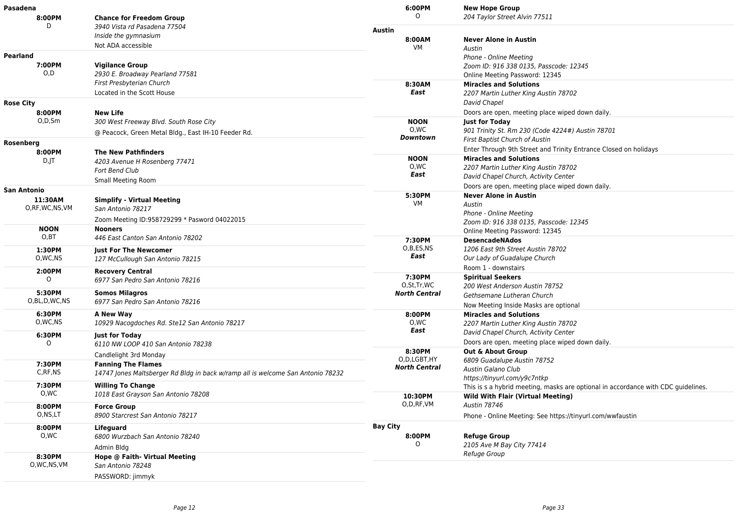**Pasadena**

**8:00PM** D
**Chance for Freedom Group**
*3940 Vista rd Pasadena 77504*
*Inside the gymnasium*
Not ADA accessible

**Pearland**

**7:00PM** O,D
**Vigilance Group**
*2930 E. Broadway Pearland 77581*
*First Presbyterian Church*
Located in the Scott House

**Rose City**

**8:00PM** O,D,Sm
**New Life**
*300 West Freeway Blvd. South Rose City*
@ Peacock, Green Metal Bldg., East IH-10 Feeder Rd.

**Rosenberg**

**8:00PM** D,JT
**The New Pathfinders**
*4203 Avenue H Rosenberg 77471*
*Fort Bend Club*
Small Meeting Room

**San Antonio**

**11:30AM** O,RF,WC,NS,VM
**Simplify - Virtual Meeting**
*San Antonio 78217*
Zoom Meeting ID:958729299 * Pasword 04022015

**NOON** O,BT
**Nooners**
*446 East Canton San Antonio 78202*

**1:30PM** O,WC,NS
**Just For The Newcomer**
*127 McCullough San Antonio 78215*

**2:00PM** O
**Recovery Central**
*6977 San Pedro San Antonio 78216*

**5:30PM** O,BL,D,WC,NS
**Somos Milagros**
*6977 San Pedro San Antonio 78216*

**6:30PM** O,WC,NS
**A New Way**
*10929 Nacogdoches Rd. Ste12 San Antonio 78217*

**6:30PM** O
**Just for Today**
*6110 NW LOOP 410 San Antonio 78238*
Candlelight 3rd Monday

**7:30PM** C,RF,NS
**Fanning The Flames**
*14747 Jones Maltsberger Rd Bldg in back w/ramp all is welcome San Antonio 78232*

**7:30PM** O,WC
**Willing To Change**
*1018 East Grayson San Antonio 78208*

**8:00PM** O,NS,LT
**Force Group**
*8900 Starcrest San Antonio 78217*

**8:00PM** O,WC
**Lifeguard**
*6800 Wurzbach San Antonio 78240*
Admin Bldg

**8:30PM** O,WC,NS,VM
**Hope @ Faith- Virtual Meeting**
*San Antonio 78248*
PASSWORD: jimmyk

**6:00PM** O
**New Hope Group**
*204 Taylor Street Alvin 77511*

**Austin**

**8:00AM** VM
**Never Alone in Austin**
*Austin*
*Phone - Online Meeting*
*Zoom ID: 916 338 0135, Passcode: 12345*
Online Meeting Password: 12345

**8:30AM** ***East***
**Miracles and Solutions**
*2207 Martin Luther King Austin 78702*
*David Chapel*
Doors are open, meeting place wiped down daily.

**NOON** O,WC ***Downtown***
**Just for Today**
*901 Trinity St. Rm 230 (Code 4224#) Austin 78701*
*First Baptist Church of Austin*
Enter Through 9th Street and Trinity Entrance Closed on holidays

**NOON** O,WC ***East***
**Miracles and Solutions**
*2207 Martin Luther King Austin 78702*
*David Chapel Church, Activity Center*
Doors are open, meeting place wiped down daily.

**5:30PM** VM
**Never Alone in Austin**
*Austin*
*Phone - Online Meeting*
*Zoom ID: 916 338 0135, Passcode: 12345*
Online Meeting Password: 12345

**7:30PM** O,B,ES,NS ***East***
**DesencadeNAdos**
*1206 East 9th Street Austin 78702*
*Our Lady of Guadalupe Church*
Room 1 - downstairs

**7:30PM** O,St,Tr,WC ***North Central***
**Spiritual Seekers**
*200 West Anderson Austin 78752*
*Gethsemane Lutheran Church*
Now Meeting Inside Masks are optional

**8:00PM** O,WC ***East***
**Miracles and Solutions**
*2207 Martin Luther King Austin 78702*
*David Chapel Church, Activity Center*
Doors are open, meeting place wiped down daily.

**8:30PM** O,D,LGBT,HY ***North Central***
**Out & About Group**
*6809 Guadalupe Austin 78752*
*Austin Galano Club*
*https://tinyurl.com/y9c7ntkp*
This is s a hybrid meeting, masks are optional in accordance with CDC guidelines.

**10:30PM** O,D,RF,VM
**Wild With Flair (Virtual Meeting)**
*Austin 78746*
Phone - Online Meeting: See https://tinyurl.com/wwfaustin

**Bay City**

**8:00PM** O
**Refuge Group**
*2105 Ave M Bay City 77414*
*Refuge Group*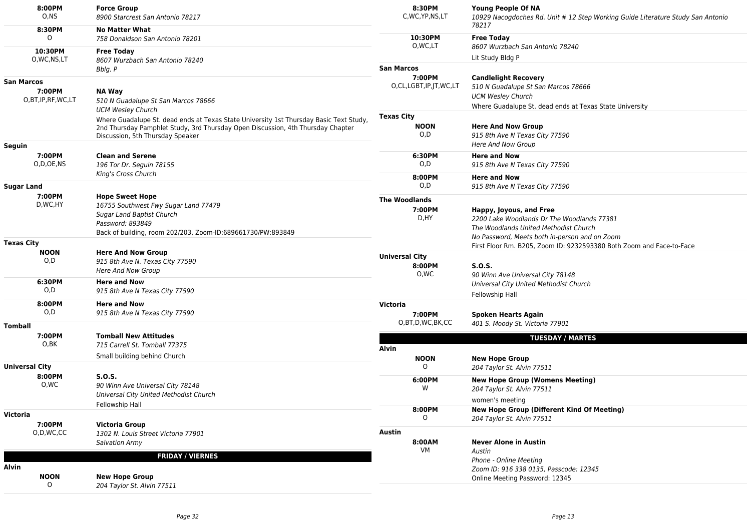| | |
|---|---|
| **8:00PM**<br>O,NS | **Force Group**<br>*8900 Starcrest San Antonio 78217* |
| **8:30PM**<br>O | **No Matter What**<br>*758 Donaldson San Antonio 78201* |
| **10:30PM**<br>O,WC,NS,LT | **Free Today**<br>*8607 Wurzbach San Antonio 78240*<br>*Bblg. P* |

**San Marcos**

| | |
|---|---|
| **7:00PM**<br>O,BT,IP,RF,WC,LT | **NA Way**<br>*510 N Guadalupe St San Marcos 78666*<br>*UCM Wesley Church*<br>Where Guadalupe St. dead ends at Texas State University 1st Thursday Basic Text Study, 2nd Thursday Pamphlet Study, 3rd Thursday Open Discussion, 4th Thursday Chapter Discussion, 5th Thursday Speaker |

**Seguin**

| | |
|---|---|
| **7:00PM**<br>O,D,OE,NS | **Clean and Serene**<br>*196 Tor Dr. Seguin 78155*<br>*King's Cross Church* |

**Sugar Land**

| | |
|---|---|
| **7:00PM**<br>D,WC,HY | **Hope Sweet Hope**<br>*16755 Southwest Fwy Sugar Land 77479*<br>*Sugar Land Baptist Church*<br>*Password: 893849*<br>Back of building, room 202/203, Zoom-ID:689661730/PW:893849 |

**Texas City**

| | |
|---|---|
| **NOON**<br>O,D | **Here And Now Group**<br>*915 8th Ave N. Texas City 77590*<br>*Here And Now Group* |
| **6:30PM**<br>O,D | **Here and Now**<br>*915 8th Ave N Texas City 77590* |
| **8:00PM**<br>O,D | **Here and Now**<br>*915 8th Ave N Texas City 77590* |

**Tomball**

| | |
|---|---|
| **7:00PM**<br>O,BK | **Tomball New Attitudes**<br>*715 Carrell St. Tomball 77375*<br>Small building behind Church |

**Universal City**

| | |
|---|---|
| **8:00PM**<br>O,WC | **S.O.S.**<br>*90 Winn Ave Universal City 78148*<br>*Universal City United Methodist Church*<br>Fellowship Hall |

**Victoria**

| | |
|---|---|
| **7:00PM**<br>O,D,WC,CC | **Victoria Group**<br>*1302 N. Louis Street Victoria 77901*<br>*Salvation Army* |

## FRIDAY / VIERNES

**Alvin**

| | |
|---|---|
| **NOON**<br>O | **New Hope Group**<br>*204 Taylor St. Alvin 77511* |

| | |
|---|---|
| **8:30PM**<br>C,WC,YP,NS,LT | **Young People Of NA**<br>*10929 Nacogdoches Rd. Unit # 12 Step Working Guide Literature Study San Antonio 78217* |
| **10:30PM**<br>O,WC,LT | **Free Today**<br>*8607 Wurzbach San Antonio 78240*<br>Lit Study Bldg P |

**San Marcos**

| | |
|---|---|
| **7:00PM**<br>O,CL,LGBT,IP,JT,WC,LT | **Candlelight Recovery**<br>*510 N Guadalupe St San Marcos 78666*<br>*UCM Wesley Church*<br>Where Guadalupe St. dead ends at Texas State University |

**Texas City**

| | |
|---|---|
| **NOON**<br>O,D | **Here And Now Group**<br>*915 8th Ave N Texas City 77590*<br>*Here And Now Group* |
| **6:30PM**<br>O,D | **Here and Now**<br>*915 8th Ave N Texas City 77590* |
| **8:00PM**<br>O,D | **Here and Now**<br>*915 8th Ave N Texas City 77590* |

**The Woodlands**

| | |
|---|---|
| **7:00PM**<br>D,HY | **Happy, Joyous, and Free**<br>*2200 Lake Woodlands Dr The Woodlands 77381*<br>*The Woodlands United Methodist Church*<br>*No Password, Meets both in-person and on Zoom*<br>First Floor Rm. B205, Zoom ID: 9232593380 Both Zoom and Face-to-Face |

**Universal City**

| | |
|---|---|
| **8:00PM**<br>O,WC | **S.O.S.**<br>*90 Winn Ave Universal City 78148*<br>*Universal City United Methodist Church*<br>Fellowship Hall |

**Victoria**

| | |
|---|---|
| **7:00PM**<br>O,BT,D,WC,BK,CC | **Spoken Hearts Again**<br>*401 S. Moody St. Victoria 77901* |

## TUESDAY / MARTES

**Alvin**

| | |
|---|---|
| **NOON**<br>O | **New Hope Group**<br>*204 Taylor St. Alvin 77511* |
| **6:00PM**<br>W | **New Hope Group (Womens Meeting)**<br>*204 Taylor St. Alvin 77511*<br>women's meeting |
| **8:00PM**<br>O | **New Hope Group (Different Kind Of Meeting)**<br>*204 Taylor St. Alvin 77511* |

**Austin**

| | |
|---|---|
| **8:00AM**<br>VM | **Never Alone in Austin**<br>*Austin*<br>*Phone - Online Meeting*<br>*Zoom ID: 916 338 0135, Passcode: 12345*<br>Online Meeting Password: 12345 |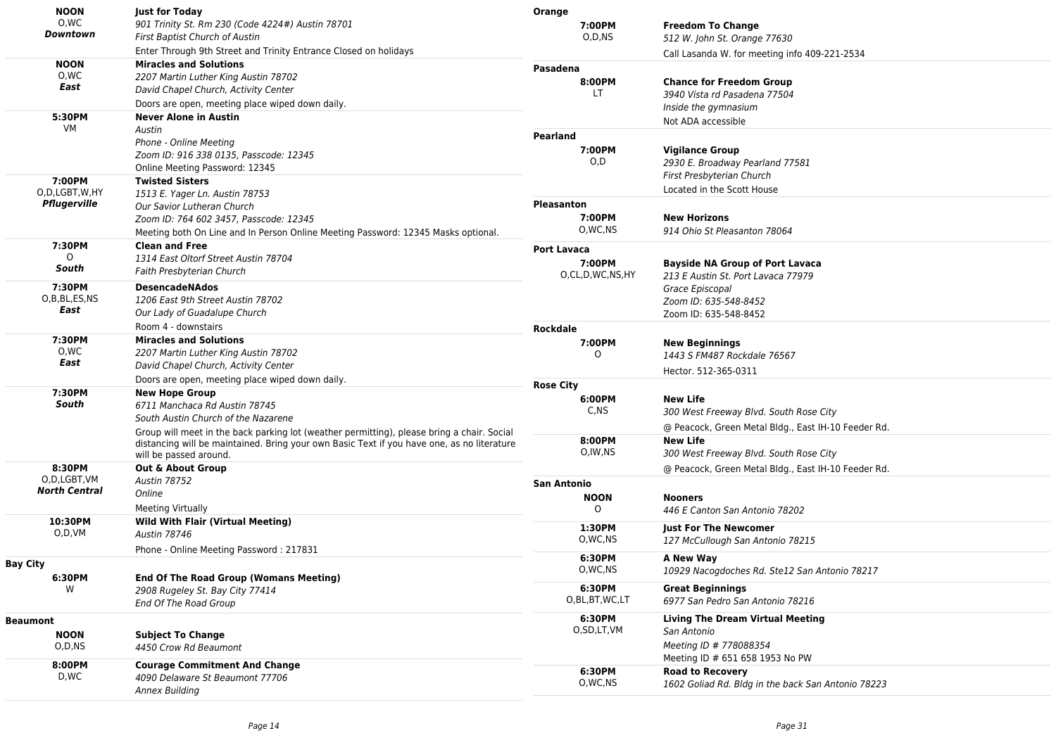**NOON**
O,WC
***Downtown***

**Just for Today**
*901 Trinity St. Rm 230 (Code 4224#) Austin 78701*
*First Baptist Church of Austin*
Enter Through 9th Street and Trinity Entrance Closed on holidays

---

**NOON**
O,WC
***East***

**Miracles and Solutions**
*2207 Martin Luther King Austin 78702*
*David Chapel Church, Activity Center*
Doors are open, meeting place wiped down daily.

---

**5:30PM**
VM

**Never Alone in Austin**
*Austin*
*Phone - Online Meeting*
*Zoom ID: 916 338 0135, Passcode: 12345*
Online Meeting Password: 12345

---

**7:00PM**
O,D,LGBT,W,HY
***Pflugerville***

**Twisted Sisters**
*1513 E. Yager Ln. Austin 78753*
*Our Savior Lutheran Church*
*Zoom ID: 764 602 3457, Passcode: 12345*
Meeting both On Line and In Person Online Meeting Password: 12345 Masks optional.

---

**7:30PM**
O
***South***

**Clean and Free**
*1314 East Oltorf Street Austin 78704*
*Faith Presbyterian Church*

---

**7:30PM**
O,B,BL,ES,NS
***East***

**DesencadeNAdos**
*1206 East 9th Street Austin 78702*
*Our Lady of Guadalupe Church*
Room 4 - downstairs

---

**7:30PM**
O,WC
***East***

**Miracles and Solutions**
*2207 Martin Luther King Austin 78702*
*David Chapel Church, Activity Center*
Doors are open, meeting place wiped down daily.

---

**7:30PM**
***South***

**New Hope Group**
*6711 Manchaca Rd Austin 78745*
*South Austin Church of the Nazarene*
Group will meet in the back parking lot (weather permitting), please bring a chair. Social distancing will be maintained. Bring your own Basic Text if you have one, as no literature will be passed around.

---

**8:30PM**
O,D,LGBT,VM
***North Central***

**Out & About Group**
*Austin 78752*
*Online*
Meeting Virtually

---

**10:30PM**
O,D,VM

**Wild With Flair (Virtual Meeting)**
*Austin 78746*
Phone - Online Meeting Password : 217831

## Bay City

**6:30PM**
W

**End Of The Road Group (Womans Meeting)**
*2908 Rugeley St. Bay City 77414*
*End Of The Road Group*

## Beaumont

**NOON**
O,D,NS

**Subject To Change**
*4450 Crow Rd Beaumont*

---

**8:00PM**
D,WC

**Courage Commitment And Change**
*4090 Delaware St Beaumont 77706*
*Annex Building*

## Orange

**7:00PM**
O,D,NS

**Freedom To Change**
*512 W. John St. Orange 77630*
Call Lasanda W. for meeting info 409-221-2534

## Pasadena

**8:00PM**
LT

**Chance for Freedom Group**
*3940 Vista rd Pasadena 77504*
*Inside the gymnasium*
Not ADA accessible

## Pearland

**7:00PM**
O,D

**Vigilance Group**
*2930 E. Broadway Pearland 77581*
*First Presbyterian Church*
Located in the Scott House

## Pleasanton

**7:00PM**
O,WC,NS

**New Horizons**
*914 Ohio St Pleasanton 78064*

## Port Lavaca

**7:00PM**
O,CL,D,WC,NS,HY

**Bayside NA Group of Port Lavaca**
*213 E Austin St. Port Lavaca 77979*
*Grace Episcopal*
*Zoom ID: 635-548-8452*
Zoom ID: 635-548-8452

## Rockdale

**7:00PM**
O

**New Beginnings**
*1443 S FM487 Rockdale 76567*
Hector. 512-365-0311

## Rose City

**6:00PM**
C,NS

**New Life**
*300 West Freeway Blvd. South Rose City*
@ Peacock, Green Metal Bldg., East IH-10 Feeder Rd.

---

**8:00PM**
O,IW,NS

**New Life**
*300 West Freeway Blvd. South Rose City*
@ Peacock, Green Metal Bldg., East IH-10 Feeder Rd.

## San Antonio

**NOON**
O

**Nooners**
*446 E Canton San Antonio 78202*

---

**1:30PM**
O,WC,NS

**Just For The Newcomer**
*127 McCullough San Antonio 78215*

---

**6:30PM**
O,WC,NS

**A New Way**
*10929 Nacogdoches Rd. Ste12 San Antonio 78217*

---

**6:30PM**
O,BL,BT,WC,LT

**Great Beginnings**
*6977 San Pedro San Antonio 78216*

---

**6:30PM**
O,SD,LT,VM

**Living The Dream Virtual Meeting**
*San Antonio*
*Meeting ID # 778088354*
Meeting ID # 651 658 1953 No PW

---

**6:30PM**
O,WC,NS

**Road to Recovery**
*1602 Goliad Rd. Bldg in the back San Antonio 78223*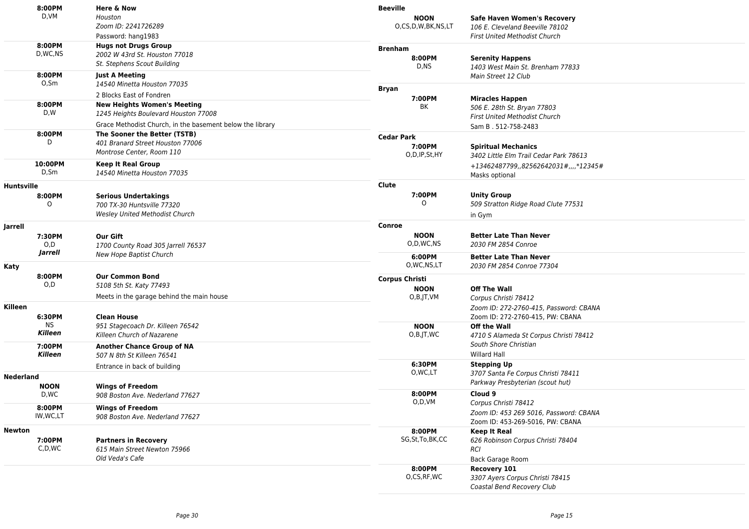| | |
|---|---|
| **8:00PM** D,VM | **Here & Now** *Houston* *Zoom ID: 2241726289* Password: hang1983 |
| **8:00PM** D,WC,NS | **Hugs not Drugs Group** *2002 W 43rd St. Houston 77018* *St. Stephens Scout Building* |
| **8:00PM** O,Sm | **Just A Meeting** *14540 Minetta Houston 77035* 2 Blocks East of Fondren |
| **8:00PM** D,W | **New Heights Women's Meeting** *1245 Heights Boulevard Houston 77008* Grace Methodist Church, in the basement below the library |
| **8:00PM** D | **The Sooner the Better (TSTB)** *401 Branard Street Houston 77006* *Montrose Center, Room 110* |
| **10:00PM** D,Sm | **Keep It Real Group** *14540 Minetta Houston 77035* |

**Huntsville**

| | |
|---|---|
| **8:00PM** O | **Serious Undertakings** *700 TX-30 Huntsville 77320* *Wesley United Methodist Church* |

**Jarrell**

| | |
|---|---|
| **7:30PM** O,D ***Jarrell*** | **Our Gift** *1700 County Road 305 Jarrell 76537* *New Hope Baptist Church* |

**Katy**

| | |
|---|---|
| **8:00PM** O,D | **Our Common Bond** *5108 5th St. Katy 77493* Meets in the garage behind the main house |

**Killeen**

| | |
|---|---|
| **6:30PM** NS ***Killeen*** | **Clean House** *951 Stagecoach Dr. Killeen 76542* *Killeen Church of Nazarene* |
| **7:00PM** ***Killeen*** | **Another Chance Group of NA** *507 N 8th St Killeen 76541* Entrance in back of building |

**Nederland**

| | |
|---|---|
| **NOON** D,WC | **Wings of Freedom** *908 Boston Ave. Nederland 77627* |
| **8:00PM** IW,WC,LT | **Wings of Freedom** *908 Boston Ave. Nederland 77627* |

**Newton**

| | |
|---|---|
| **7:00PM** C,D,WC | **Partners in Recovery** *615 Main Street Newton 75966* *Old Veda's Cafe* |

**Beeville**

| | |
|---|---|
| **NOON** O,CS,D,W,BK,NS,LT | **Safe Haven Women's Recovery** *106 E. Cleveland Beeville 78102* *First United Methodist Church* |

**Brenham**

| | |
|---|---|
| **8:00PM** D,NS | **Serenity Happens** *1403 West Main St. Brenham 77833* *Main Street 12 Club* |

**Bryan**

| | |
|---|---|
| **7:00PM** BK | **Miracles Happen** *506 E. 28th St. Bryan 77803* *First United Methodist Church* Sam B . 512-758-2483 |

**Cedar Park**

| | |
|---|---|
| **7:00PM** O,D,IP,St,HY | **Spiritual Mechanics** *3402 Little Elm Trail Cedar Park 78613* *+13462487799,,82562642031#,,,,*12345#* Masks optional |

**Clute**

| | |
|---|---|
| **7:00PM** O | **Unity Group** *509 Stratton Ridge Road Clute 77531* in Gym |

**Conroe**

| | |
|---|---|
| **NOON** O,D,WC,NS | **Better Late Than Never** *2030 FM 2854 Conroe* |
| **6:00PM** O,WC,NS,LT | **Better Late Than Never** *2030 FM 2854 Conroe 77304* |

**Corpus Christi**

| | |
|---|---|
| **NOON** O,B,JT,VM | **Off The Wall** *Corpus Christi 78412* *Zoom ID: 272-2760-415, Password: CBANA* Zoom ID: 272-2760-415, PW: CBANA |
| **NOON** O,B,JT,WC | **Off the Wall** *4710 S Alameda St Corpus Christi 78412* *South Shore Christian* Willard Hall |
| **6:30PM** O,WC,LT | **Stepping Up** *3707 Santa Fe Corpus Christi 78411* *Parkway Presbyterian (scout hut)* |
| **8:00PM** O,D,VM | **Cloud 9** *Corpus Christi 78412* *Zoom ID: 453 269 5016, Password: CBANA* Zoom ID: 453-269-5016, PW: CBANA |
| **8:00PM** SG,St,To,BK,CC | **Keep It Real** *626 Robinson Corpus Christi 78404* *RCI* Back Garage Room |
| **8:00PM** O,CS,RF,WC | **Recovery 101** *3307 Ayers Corpus Christi 78415* *Coastal Bend Recovery Club* |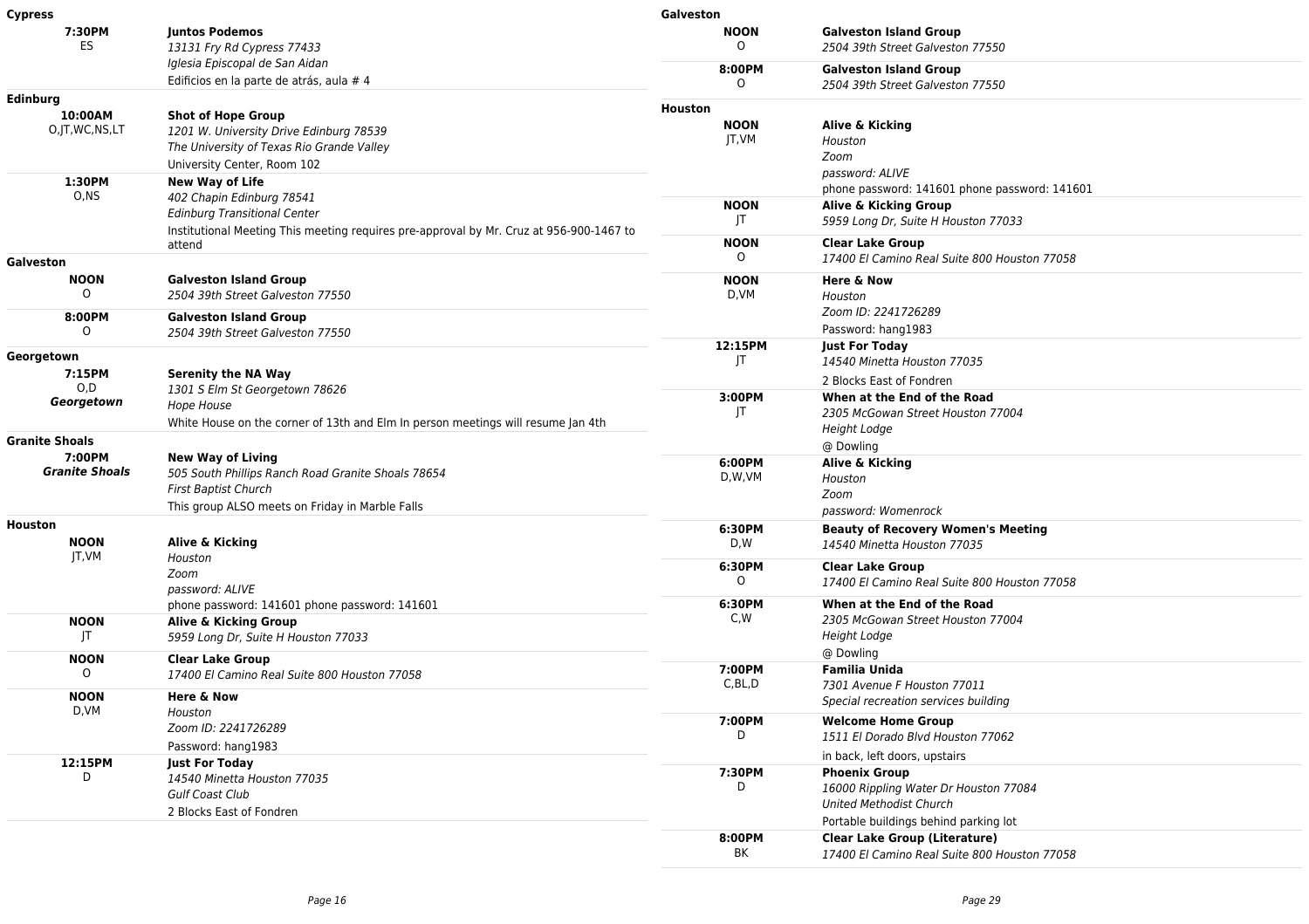## Cypress

**7:30PM** ES
**Juntos Podemos**
*13131 Fry Rd Cypress 77433*
*Iglesia Episcopal de San Aidan*
Edificios en la parte de atrás, aula # 4

## Edinburg

**10:00AM** O,JT,WC,NS,LT
**Shot of Hope Group**
*1201 W. University Drive Edinburg 78539*
*The University of Texas Rio Grande Valley*
University Center, Room 102

**1:30PM** O,NS
**New Way of Life**
*402 Chapin Edinburg 78541*
*Edinburg Transitional Center*
Institutional Meeting This meeting requires pre-approval by Mr. Cruz at 956-900-1467 to attend

## Galveston

**NOON** O
**Galveston Island Group**
*2504 39th Street Galveston 77550*

**8:00PM** O
**Galveston Island Group**
*2504 39th Street Galveston 77550*

## Georgetown

**7:15PM** O,D ***Georgetown***
**Serenity the NA Way**
*1301 S Elm St Georgetown 78626*
*Hope House*
White House on the corner of 13th and Elm In person meetings will resume Jan 4th

## Granite Shoals

**7:00PM** ***Granite Shoals***
**New Way of Living**
*505 South Phillips Ranch Road Granite Shoals 78654*
*First Baptist Church*
This group ALSO meets on Friday in Marble Falls

## Houston

**NOON** JT,VM
**Alive & Kicking**
*Houston*
*Zoom*
*password: ALIVE*
phone password: 141601 phone password: 141601

**NOON** JT
**Alive & Kicking Group**
*5959 Long Dr, Suite H Houston 77033*

**NOON** O
**Clear Lake Group**
*17400 El Camino Real Suite 800 Houston 77058*

**NOON** D,VM
**Here & Now**
*Houston*
*Zoom ID: 2241726289*
Password: hang1983

**12:15PM** D
**Just For Today**
*14540 Minetta Houston 77035*
*Gulf Coast Club*
2 Blocks East of Fondren

## Galveston

**NOON** O
**Galveston Island Group**
*2504 39th Street Galveston 77550*

**8:00PM** O
**Galveston Island Group**
*2504 39th Street Galveston 77550*

## Houston

**NOON** JT,VM
**Alive & Kicking**
*Houston*
*Zoom*
*password: ALIVE*
phone password: 141601 phone password: 141601

**NOON** JT
**Alive & Kicking Group**
*5959 Long Dr, Suite H Houston 77033*

**NOON** O
**Clear Lake Group**
*17400 El Camino Real Suite 800 Houston 77058*

**NOON** D,VM
**Here & Now**
*Houston*
*Zoom ID: 2241726289*
Password: hang1983

**12:15PM** JT
**Just For Today**
*14540 Minetta Houston 77035*
2 Blocks East of Fondren

**3:00PM** JT
**When at the End of the Road**
*2305 McGowan Street Houston 77004*
*Height Lodge*
@ Dowling

**6:00PM** D,W,VM
**Alive & Kicking**
*Houston*
*Zoom*
*password: Womenrock*

**6:30PM** D,W
**Beauty of Recovery Women's Meeting**
*14540 Minetta Houston 77035*

**6:30PM** O
**Clear Lake Group**
*17400 El Camino Real Suite 800 Houston 77058*

**6:30PM** C,W
**When at the End of the Road**
*2305 McGowan Street Houston 77004*
*Height Lodge*
@ Dowling

**7:00PM** C,BL,D
**Familia Unida**
*7301 Avenue F Houston 77011*
*Special recreation services building*

**7:00PM** D
**Welcome Home Group**
*1511 El Dorado Blvd Houston 77062*
in back, left doors, upstairs

**7:30PM** D
**Phoenix Group**
*16000 Rippling Water Dr Houston 77084*
*United Methodist Church*
Portable buildings behind parking lot

**8:00PM** BK
**Clear Lake Group (Literature)**
*17400 El Camino Real Suite 800 Houston 77058*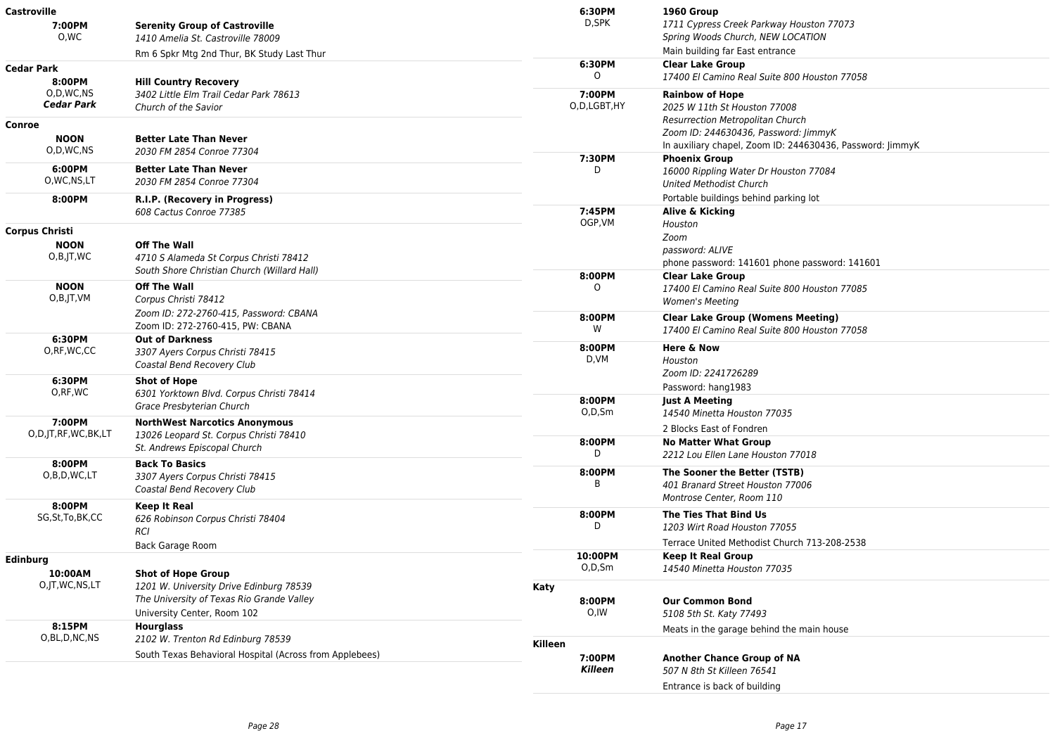## Castroville

| | |
|---|---|
| **7:00PM**<br>O,WC | **Serenity Group of Castroville**<br>*1410 Amelia St. Castroville 78009*<br>Rm 6 Spkr Mtg 2nd Thur, BK Study Last Thur |

## Cedar Park

| | |
|---|---|
| **8:00PM**<br>O,D,WC,NS<br>***Cedar Park*** | **Hill Country Recovery**<br>*3402 Little Elm Trail Cedar Park 78613*<br>*Church of the Savior* |

## Conroe

| | |
|---|---|
| **NOON**<br>O,D,WC,NS | **Better Late Than Never**<br>*2030 FM 2854 Conroe 77304* |
| **6:00PM**<br>O,WC,NS,LT | **Better Late Than Never**<br>*2030 FM 2854 Conroe 77304* |
| **8:00PM** | **R.I.P. (Recovery in Progress)**<br>*608 Cactus Conroe 77385* |

## Corpus Christi

| | |
|---|---|
| **NOON**<br>O,B,JT,WC | **Off The Wall**<br>*4710 S Alameda St Corpus Christi 78412*<br>*South Shore Christian Church (Willard Hall)* |
| **NOON**<br>O,B,JT,VM | **Off The Wall**<br>*Corpus Christi 78412*<br>*Zoom ID: 272-2760-415, Password: CBANA*<br>Zoom ID: 272-2760-415, PW: CBANA |
| **6:30PM**<br>O,RF,WC,CC | **Out of Darkness**<br>*3307 Ayers Corpus Christi 78415*<br>*Coastal Bend Recovery Club* |
| **6:30PM**<br>O,RF,WC | **Shot of Hope**<br>*6301 Yorktown Blvd. Corpus Christi 78414*<br>*Grace Presbyterian Church* |
| **7:00PM**<br>O,D,JT,RF,WC,BK,LT | **NorthWest Narcotics Anonymous**<br>*13026 Leopard St. Corpus Christi 78410*<br>*St. Andrews Episcopal Church* |
| **8:00PM**<br>O,B,D,WC,LT | **Back To Basics**<br>*3307 Ayers Corpus Christi 78415*<br>*Coastal Bend Recovery Club* |
| **8:00PM**<br>SG,St,To,BK,CC | **Keep It Real**<br>*626 Robinson Corpus Christi 78404*<br>*RCI*<br>Back Garage Room |

## Edinburg

| | |
|---|---|
| **10:00AM**<br>O,JT,WC,NS,LT | **Shot of Hope Group**<br>*1201 W. University Drive Edinburg 78539*<br>*The University of Texas Rio Grande Valley*<br>University Center, Room 102 |
| **8:15PM**<br>O,BL,D,NC,NS | **Hourglass**<br>*2102 W. Trenton Rd Edinburg 78539*<br>South Texas Behavioral Hospital (Across from Applebees) |

## Houston (continued)

| | |
|---|---|
| **6:30PM**<br>D,SPK | **1960 Group**<br>*1711 Cypress Creek Parkway Houston 77073*<br>*Spring Woods Church, NEW LOCATION*<br>Main building far East entrance |
| **6:30PM**<br>O | **Clear Lake Group**<br>*17400 El Camino Real Suite 800 Houston 77058* |
| **7:00PM**<br>O,D,LGBT,HY | **Rainbow of Hope**<br>*2025 W 11th St Houston 77008*<br>*Resurrection Metropolitan Church*<br>*Zoom ID: 244630436, Password: JimmyK*<br>In auxiliary chapel, Zoom ID: 244630436, Password: JimmyK |
| **7:30PM**<br>D | **Phoenix Group**<br>*16000 Rippling Water Dr Houston 77084*<br>*United Methodist Church*<br>Portable buildings behind parking lot |
| **7:45PM**<br>OGP,VM | **Alive & Kicking**<br>*Houston*<br>*Zoom*<br>*password: ALIVE*<br>phone password: 141601 phone password: 141601 |
| **8:00PM**<br>O | **Clear Lake Group**<br>*17400 El Camino Real Suite 800 Houston 77085*<br>*Women's Meeting* |
| **8:00PM**<br>W | **Clear Lake Group (Womens Meeting)**<br>*17400 El Camino Real Suite 800 Houston 77058* |
| **8:00PM**<br>D,VM | **Here & Now**<br>*Houston*<br>*Zoom ID: 2241726289*<br>Password: hang1983 |
| **8:00PM**<br>O,D,Sm | **Just A Meeting**<br>*14540 Minetta Houston 77035*<br>2 Blocks East of Fondren |
| **8:00PM**<br>D | **No Matter What Group**<br>*2212 Lou Ellen Lane Houston 77018* |
| **8:00PM**<br>B | **The Sooner the Better (TSTB)**<br>*401 Branard Street Houston 77006*<br>*Montrose Center, Room 110* |
| **8:00PM**<br>D | **The Ties That Bind Us**<br>*1203 Wirt Road Houston 77055*<br>Terrace United Methodist Church 713-208-2538 |
| **10:00PM**<br>O,D,Sm | **Keep It Real Group**<br>*14540 Minetta Houston 77035* |

## Katy

| | |
|---|---|
| **8:00PM**<br>O,IW | **Our Common Bond**<br>*5108 5th St. Katy 77493*<br>Meats in the garage behind the main house |

## Killeen

| | |
|---|---|
| **7:00PM**<br>***Killeen*** | **Another Chance Group of NA**<br>*507 N 8th St Killeen 76541*<br>Entrance is back of building |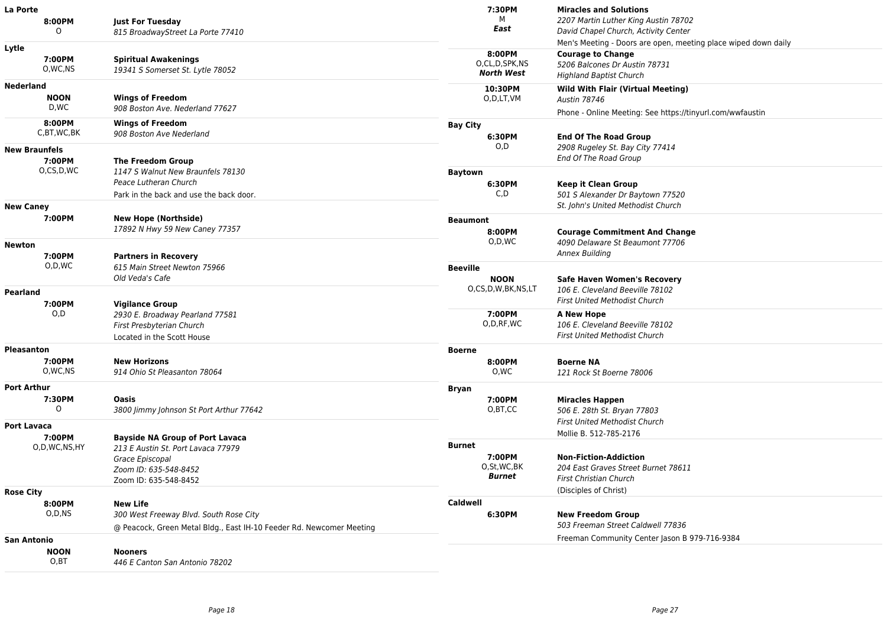**La Porte**

**8:00PM** O
**Just For Tuesday**
*815 BroadwayStreet La Porte 77410*

**Lytle**

**7:00PM** O,WC,NS
**Spiritual Awakenings**
*19341 S Somerset St. Lytle 78052*

**Nederland**

**NOON** D,WC
**Wings of Freedom**
*908 Boston Ave. Nederland 77627*

**8:00PM** C,BT,WC,BK
**Wings of Freedom**
*908 Boston Ave Nederland*

**New Braunfels**

**7:00PM** O,CS,D,WC
**The Freedom Group**
*1147 S Walnut New Braunfels 78130*
*Peace Lutheran Church*
Park in the back and use the back door.

**New Caney**

**7:00PM**
**New Hope (Northside)**
*17892 N Hwy 59 New Caney 77357*

**Newton**

**7:00PM** O,D,WC
**Partners in Recovery**
*615 Main Street Newton 75966*
*Old Veda's Cafe*

**Pearland**

**7:00PM** O,D
**Vigilance Group**
*2930 E. Broadway Pearland 77581*
*First Presbyterian Church*
Located in the Scott House

**Pleasanton**

**7:00PM** O,WC,NS
**New Horizons**
*914 Ohio St Pleasanton 78064*

**Port Arthur**

**7:30PM** O
**Oasis**
*3800 Jimmy Johnson St Port Arthur 77642*

**Port Lavaca**

**7:00PM** O,D,WC,NS,HY
**Bayside NA Group of Port Lavaca**
*213 E Austin St. Port Lavaca 77979*
*Grace Episcopal*
*Zoom ID: 635-548-8452*
Zoom ID: 635-548-8452

**Rose City**

**8:00PM** O,D,NS
**New Life**
*300 West Freeway Blvd. South Rose City*
@ Peacock, Green Metal Bldg., East IH-10 Feeder Rd. Newcomer Meeting

**San Antonio**

**NOON** O,BT
**Nooners**
*446 E Canton San Antonio 78202*

---

**7:30PM** M ***East***
**Miracles and Solutions**
*2207 Martin Luther King Austin 78702*
*David Chapel Church, Activity Center*
Men's Meeting - Doors are open, meeting place wiped down daily

**8:00PM** O,CL,D,SPK,NS ***North West***
**Courage to Change**
*5206 Balcones Dr Austin 78731*
*Highland Baptist Church*

**10:30PM** O,D,LT,VM
**Wild With Flair (Virtual Meeting)**
*Austin 78746*
Phone - Online Meeting: See https://tinyurl.com/wwfaustin

**Bay City**

**6:30PM** O,D
**End Of The Road Group**
*2908 Rugeley St. Bay City 77414*
*End Of The Road Group*

**Baytown**

**6:30PM** C,D
**Keep it Clean Group**
*501 S Alexander Dr Baytown 77520*
*St. John's United Methodist Church*

**Beaumont**

**8:00PM** O,D,WC
**Courage Commitment And Change**
*4090 Delaware St Beaumont 77706*
*Annex Building*

**Beeville**

**NOON** O,CS,D,W,BK,NS,LT
**Safe Haven Women's Recovery**
*106 E. Cleveland Beeville 78102*
*First United Methodist Church*

**7:00PM** O,D,RF,WC
**A New Hope**
*106 E. Cleveland Beeville 78102*
*First United Methodist Church*

**Boerne**

**8:00PM** O,WC
**Boerne NA**
*121 Rock St Boerne 78006*

**Bryan**

**7:00PM** O,BT,CC
**Miracles Happen**
*506 E. 28th St. Bryan 77803*
*First United Methodist Church*
Mollie B. 512-785-2176

**Burnet**

**7:00PM** O,St,WC,BK ***Burnet***
**Non-Fiction-Addiction**
*204 East Graves Street Burnet 78611*
*First Christian Church*
(Disciples of Christ)

**Caldwell**

**6:30PM**
**New Freedom Group**
*503 Freeman Street Caldwell 77836*
Freeman Community Center Jason B 979-716-9384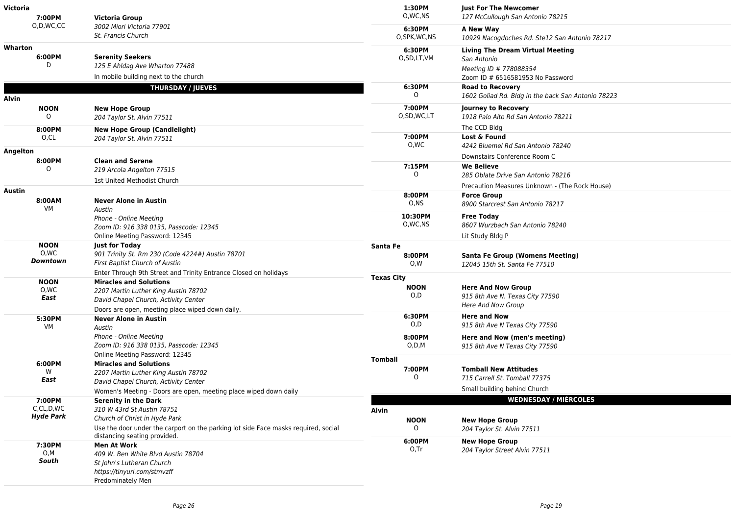**Victoria**

| | |
|---|---|
| **7:00PM**<br>O,D,WC,CC | **Victoria Group**<br>*3002 Miori Victoria 77901*<br>*St. Francis Church* |

**Wharton**

| | |
|---|---|
| **6:00PM**<br>D | **Serenity Seekers**<br>*125 E Ahldag Ave Wharton 77488*<br>In mobile building next to the church |

## THURSDAY / JUEVES

**Alvin**

| | |
|---|---|
| **NOON**<br>O | **New Hope Group**<br>*204 Taylor St. Alvin 77511* |
| **8:00PM**<br>O,CL | **New Hope Group (Candlelight)**<br>*204 Taylor St. Alvin 77511* |

**Angelton**

| | |
|---|---|
| **8:00PM**<br>O | **Clean and Serene**<br>*219 Arcola Angelton 77515*<br>1st United Methodist Church |

**Austin**

| | |
|---|---|
| **8:00AM**<br>VM | **Never Alone in Austin**<br>*Austin*<br>*Phone - Online Meeting*<br>*Zoom ID: 916 338 0135, Passcode: 12345*<br>Online Meeting Password: 12345 |
| **NOON**<br>O,WC<br>***Downtown*** | **Just for Today**<br>*901 Trinity St. Rm 230 (Code 4224#) Austin 78701*<br>*First Baptist Church of Austin*<br>Enter Through 9th Street and Trinity Entrance Closed on holidays |
| **NOON**<br>O,WC<br>***East*** | **Miracles and Solutions**<br>*2207 Martin Luther King Austin 78702*<br>*David Chapel Church, Activity Center*<br>Doors are open, meeting place wiped down daily. |
| **5:30PM**<br>VM | **Never Alone in Austin**<br>*Austin*<br>*Phone - Online Meeting*<br>*Zoom ID: 916 338 0135, Passcode: 12345*<br>Online Meeting Password: 12345 |
| **6:00PM**<br>W<br>***East*** | **Miracles and Solutions**<br>*2207 Martin Luther King Austin 78702*<br>*David Chapel Church, Activity Center*<br>Women's Meeting - Doors are open, meeting place wiped down daily |
| **7:00PM**<br>C,CL,D,WC<br>***Hyde Park*** | **Serenity in the Dark**<br>*310 W 43rd St Austin 78751*<br>*Church of Christ in Hyde Park*<br>Use the door under the carport on the parking lot side Face masks required, social distancing seating provided. |
| **7:30PM**<br>O,M<br>***South*** | **Men At Work**<br>*409 W. Ben White Blvd Austin 78704*<br>*St John's Lutheran Church*<br>*https://tinyurl.com/stmvzff*<br>Predominately Men |

| | |
|---|---|
| **1:30PM**<br>O,WC,NS | **Just For The Newcomer**<br>*127 McCullough San Antonio 78215* |
| **6:30PM**<br>O,SPK,WC,NS | **A New Way**<br>*10929 Nacogdoches Rd. Ste12 San Antonio 78217* |
| **6:30PM**<br>O,SD,LT,VM | **Living The Dream Virtual Meeting**<br>*San Antonio*<br>*Meeting ID # 778088354*<br>Zoom ID # 6516581953 No Password |
| **6:30PM**<br>O | **Road to Recovery**<br>*1602 Goliad Rd. Bldg in the back San Antonio 78223* |
| **7:00PM**<br>O,SD,WC,LT | **Journey to Recovery**<br>*1918 Palo Alto Rd San Antonio 78211*<br>The CCD Bldg |
| **7:00PM**<br>O,WC | **Lost & Found**<br>*4242 Bluemel Rd San Antonio 78240*<br>Downstairs Conference Room C |
| **7:15PM**<br>O | **We Believe**<br>*285 Oblate Drive San Antonio 78216*<br>Precaution Measures Unknown - (The Rock House) |
| **8:00PM**<br>O,NS | **Force Group**<br>*8900 Starcrest San Antonio 78217* |
| **10:30PM**<br>O,WC,NS | **Free Today**<br>*8607 Wurzbach San Antonio 78240*<br>Lit Study Bldg P |

**Santa Fe**

| | |
|---|---|
| **8:00PM**<br>O,W | **Santa Fe Group (Womens Meeting)**<br>*12045 15th St. Santa Fe 77510* |

**Texas City**

| | |
|---|---|
| **NOON**<br>O,D | **Here And Now Group**<br>*915 8th Ave N. Texas City 77590*<br>*Here And Now Group* |
| **6:30PM**<br>O,D | **Here and Now**<br>*915 8th Ave N Texas City 77590* |
| **8:00PM**<br>O,D,M | **Here and Now (men's meeting)**<br>*915 8th Ave N Texas City 77590* |

**Tomball**

| | |
|---|---|
| **7:00PM**<br>O | **Tomball New Attitudes**<br>*715 Carrell St. Tomball 77375*<br>Small building behind Church |

## WEDNESDAY / MIÉRCOLES

**Alvin**

| | |
|---|---|
| **NOON**<br>O | **New Hope Group**<br>*204 Taylor St. Alvin 77511* |
| **6:00PM**<br>O,Tr | **New Hope Group**<br>*204 Taylor Street Alvin 77511* |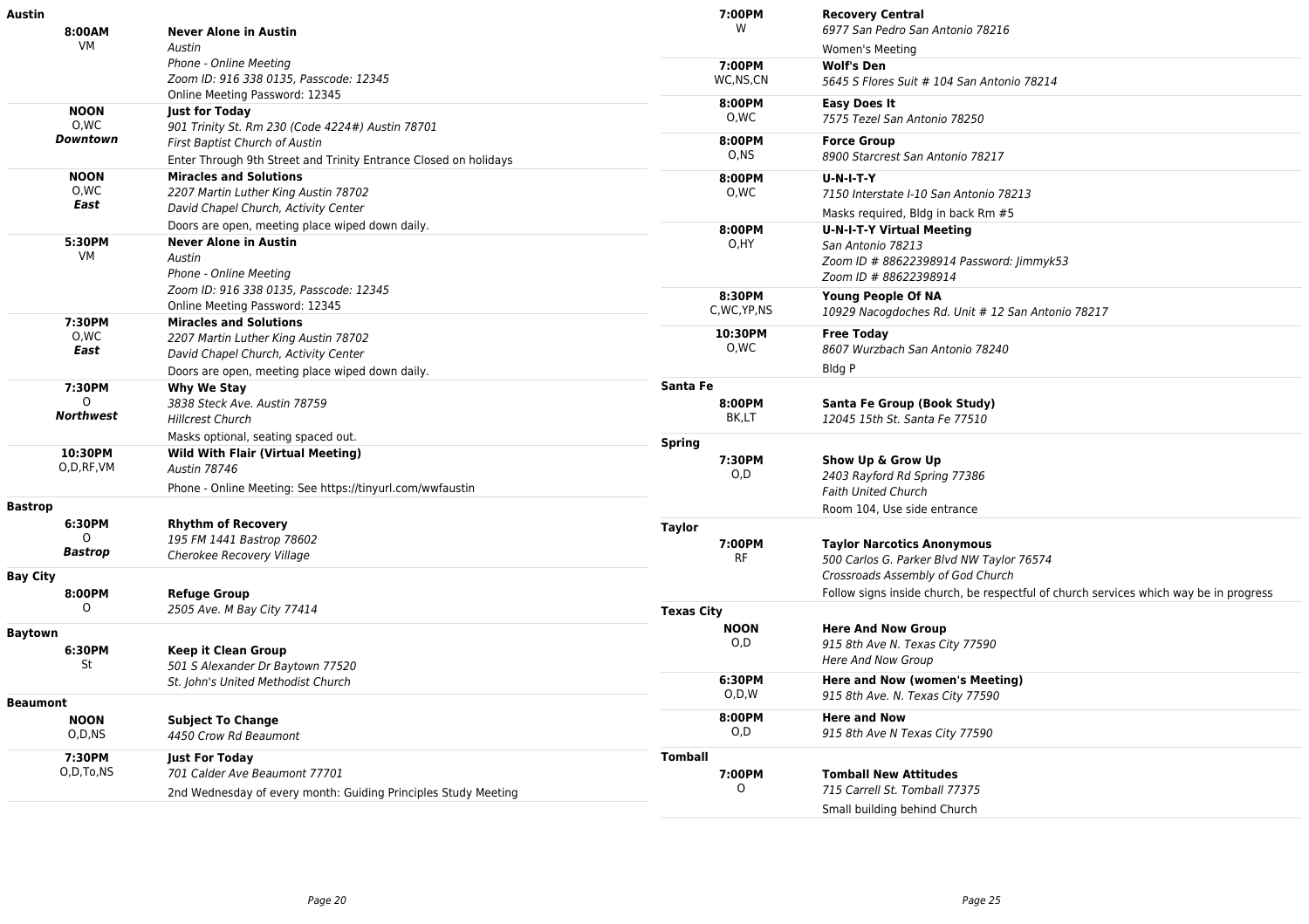## Austin

**8:00AM** VM
**Never Alone in Austin**
*Austin*
*Phone - Online Meeting*
*Zoom ID: 916 338 0135, Passcode: 12345*
Online Meeting Password: 12345

**NOON** O,WC ***Downtown***
**Just for Today**
*901 Trinity St. Rm 230 (Code 4224#) Austin 78701*
*First Baptist Church of Austin*
Enter Through 9th Street and Trinity Entrance Closed on holidays

**NOON** O,WC ***East***
**Miracles and Solutions**
*2207 Martin Luther King Austin 78702*
*David Chapel Church, Activity Center*
Doors are open, meeting place wiped down daily.

**5:30PM** VM
**Never Alone in Austin**
*Austin*
*Phone - Online Meeting*
*Zoom ID: 916 338 0135, Passcode: 12345*
Online Meeting Password: 12345

**7:30PM** O,WC ***East***
**Miracles and Solutions**
*2207 Martin Luther King Austin 78702*
*David Chapel Church, Activity Center*
Doors are open, meeting place wiped down daily.

**7:30PM** O ***Northwest***
**Why We Stay**
*3838 Steck Ave. Austin 78759*
*Hillcrest Church*
Masks optional, seating spaced out.

**10:30PM** O,D,RF,VM
**Wild With Flair (Virtual Meeting)**
*Austin 78746*
Phone - Online Meeting: See https://tinyurl.com/wwfaustin

## Bastrop

**6:30PM** O ***Bastrop***
**Rhythm of Recovery**
*195 FM 1441 Bastrop 78602*
*Cherokee Recovery Village*

## Bay City

**8:00PM** O
**Refuge Group**
*2505 Ave. M Bay City 77414*

## Baytown

**6:30PM** St
**Keep it Clean Group**
*501 S Alexander Dr Baytown 77520*
*St. John's United Methodist Church*

## Beaumont

**NOON** O,D,NS
**Subject To Change**
*4450 Crow Rd Beaumont*

**7:30PM** O,D,To,NS
**Just For Today**
*701 Calder Ave Beaumont 77701*
2nd Wednesday of every month: Guiding Principles Study Meeting

**7:00PM** W
**Recovery Central**
*6977 San Pedro San Antonio 78216*
Women's Meeting

**7:00PM** WC,NS,CN
**Wolf's Den**
*5645 S Flores Suit # 104 San Antonio 78214*

**8:00PM** O,WC
**Easy Does It**
*7575 Tezel San Antonio 78250*

**8:00PM** O,NS
**Force Group**
*8900 Starcrest San Antonio 78217*

**8:00PM** O,WC
**U-N-I-T-Y**
*7150 Interstate I-10 San Antonio 78213*
Masks required, Bldg in back Rm #5

**8:00PM** O,HY
**U-N-I-T-Y Virtual Meeting**
*San Antonio 78213*
*Zoom ID # 88622398914 Password: Jimmyk53*
*Zoom ID # 88622398914*

**8:30PM** C,WC,YP,NS
**Young People Of NA**
*10929 Nacogdoches Rd. Unit # 12 San Antonio 78217*

**10:30PM** O,WC
**Free Today**
*8607 Wurzbach San Antonio 78240*
Bldg P

## Santa Fe

**8:00PM** BK,LT
**Santa Fe Group (Book Study)**
*12045 15th St. Santa Fe 77510*

## Spring

**7:30PM** O,D
**Show Up & Grow Up**
*2403 Rayford Rd Spring 77386*
*Faith United Church*
Room 104, Use side entrance

## Taylor

**7:00PM** RF
**Taylor Narcotics Anonymous**
*500 Carlos G. Parker Blvd NW Taylor 76574*
*Crossroads Assembly of God Church*
Follow signs inside church, be respectful of church services which way be in progress

## Texas City

**NOON** O,D
**Here And Now Group**
*915 8th Ave N. Texas City 77590*
*Here And Now Group*

**6:30PM** O,D,W
**Here and Now (women's Meeting)**
*915 8th Ave. N. Texas City 77590*

**8:00PM** O,D
**Here and Now**
*915 8th Ave N Texas City 77590*

## Tomball

**7:00PM** O
**Tomball New Attitudes**
*715 Carrell St. Tomball 77375*
Small building behind Church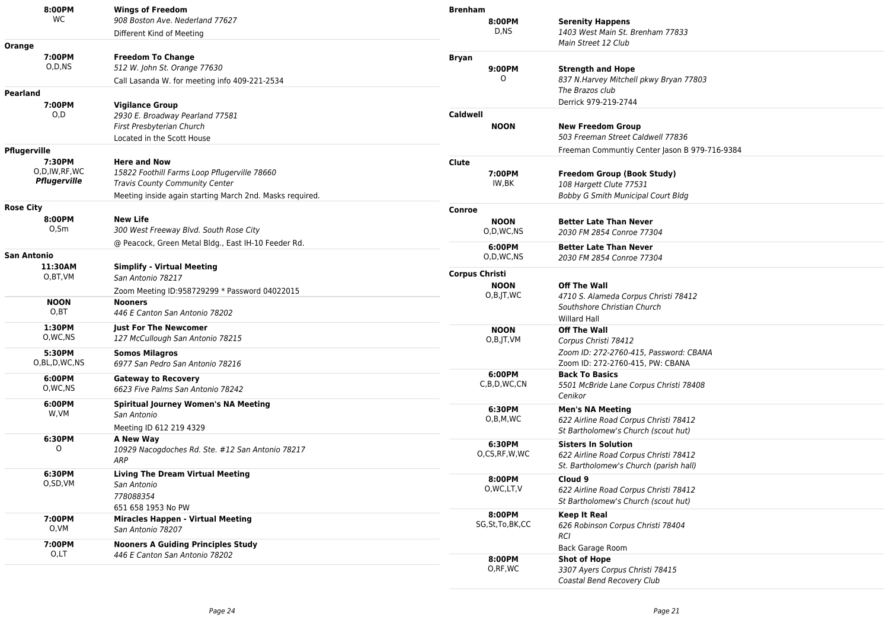| | | |
|---|---|---|
| **8:00PM** WC | **Wings of Freedom** *908 Boston Ave. Nederland 77627* Different Kind of Meeting | |

**Orange**

| | |
|---|---|
| **7:00PM** O,D,NS | **Freedom To Change** *512 W. John St. Orange 77630* Call Lasanda W. for meeting info 409-221-2534 |

**Pearland**

| | |
|---|---|
| **7:00PM** O,D | **Vigilance Group** *2930 E. Broadway Pearland 77581* *First Presbyterian Church* Located in the Scott House |

**Pflugerville**

| | |
|---|---|
| **7:30PM** O,D,IW,RF,WC ***Pflugerville*** | **Here and Now** *15822 Foothill Farms Loop Pflugerville 78660* *Travis County Community Center* Meeting inside again starting March 2nd. Masks required. |

**Rose City**

| | |
|---|---|
| **8:00PM** O,Sm | **New Life** *300 West Freeway Blvd. South Rose City* @ Peacock, Green Metal Bldg., East IH-10 Feeder Rd. |

**San Antonio**

| | |
|---|---|
| **11:30AM** O,BT,VM | **Simplify - Virtual Meeting** *San Antonio 78217* Zoom Meeting ID:958729299 * Password 04022015 |
| **NOON** O,BT | **Nooners** *446 E Canton San Antonio 78202* |
| **1:30PM** O,WC,NS | **Just For The Newcomer** *127 McCullough San Antonio 78215* |
| **5:30PM** O,BL,D,WC,NS | **Somos Milagros** *6977 San Pedro San Antonio 78216* |
| **6:00PM** O,WC,NS | **Gateway to Recovery** *6623 Five Palms San Antonio 78242* |
| **6:00PM** W,VM | **Spiritual Journey Women's NA Meeting** *San Antonio* Meeting ID 612 219 4329 |
| **6:30PM** O | **A New Way** *10929 Nacogdoches Rd. Ste. #12 San Antonio 78217* *ARP* |
| **6:30PM** O,SD,VM | **Living The Dream Virtual Meeting** *San Antonio* *778088354* 651 658 1953 No PW |
| **7:00PM** O,VM | **Miracles Happen - Virtual Meeting** *San Antonio 78207* |
| **7:00PM** O,LT | **Nooners A Guiding Principles Study** *446 E Canton San Antonio 78202* |

**Brenham**

| | |
|---|---|
| **8:00PM** D,NS | **Serenity Happens** *1403 West Main St. Brenham 77833* *Main Street 12 Club* |

**Bryan**

| | |
|---|---|
| **9:00PM** O | **Strength and Hope** *837 N.Harvey Mitchell pkwy Bryan 77803* *The Brazos club* Derrick 979-219-2744 |

**Caldwell**

| | |
|---|---|
| **NOON** | **New Freedom Group** *503 Freeman Street Caldwell 77836* Freeman Communtiy Center Jason B 979-716-9384 |

**Clute**

| | |
|---|---|
| **7:00PM** IW,BK | **Freedom Group (Book Study)** *108 Hargett Clute 77531* *Bobby G Smith Municipal Court Bldg* |

**Conroe**

| | |
|---|---|
| **NOON** O,D,WC,NS | **Better Late Than Never** *2030 FM 2854 Conroe 77304* |
| **6:00PM** O,D,WC,NS | **Better Late Than Never** *2030 FM 2854 Conroe 77304* |

**Corpus Christi**

| | |
|---|---|
| **NOON** O,B,JT,WC | **Off The Wall** *4710 S. Alameda Corpus Christi 78412* *Southshore Christian Church* Willard Hall |
| **NOON** O,B,JT,VM | **Off The Wall** *Corpus Christi 78412* *Zoom ID: 272-2760-415, Password: CBANA* Zoom ID: 272-2760-415, PW: CBANA |
| **6:00PM** C,B,D,WC,CN | **Back To Basics** *5501 McBride Lane Corpus Christi 78408* *Cenikor* |
| **6:30PM** O,B,M,WC | **Men's NA Meeting** *622 Airline Road Corpus Christi 78412* *St Bartholomew's Church (scout hut)* |
| **6:30PM** O,CS,RF,W,WC | **Sisters In Solution** *622 Airline Road Corpus Christi 78412* *St. Bartholomew's Church (parish hall)* |
| **8:00PM** O,WC,LT,V | **Cloud 9** *622 Airline Road Corpus Christi 78412* *St Bartholomew's Church (scout hut)* |
| **8:00PM** SG,St,To,BK,CC | **Keep It Real** *626 Robinson Corpus Christi 78404* *RCI* Back Garage Room |
| **8:00PM** O,RF,WC | **Shot of Hope** *3307 Ayers Corpus Christi 78415* *Coastal Bend Recovery Club* |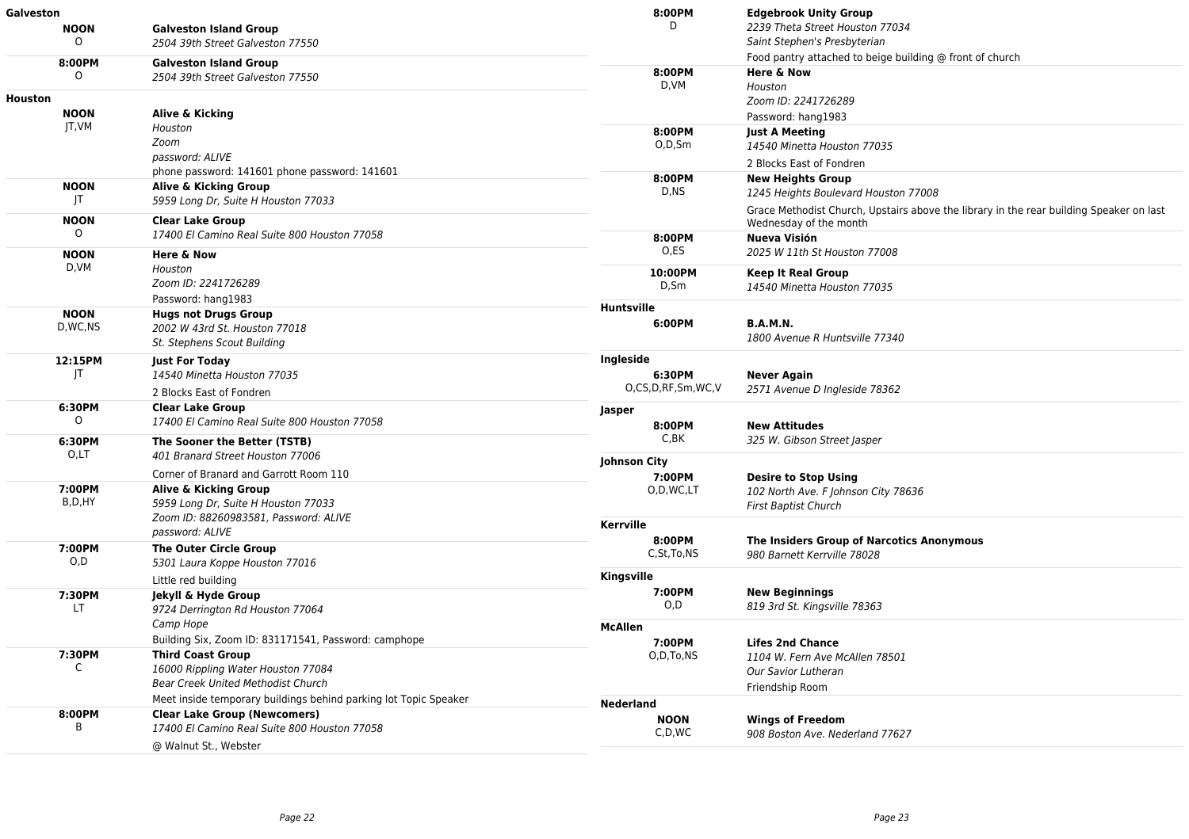## Galveston

| | |
|---|---|
| **NOON**<br>O | **Galveston Island Group**<br>*2504 39th Street Galveston 77550* |
| **8:00PM**<br>O | **Galveston Island Group**<br>*2504 39th Street Galveston 77550* |

## Houston

| | |
|---|---|
| **NOON**<br>JT,VM | **Alive & Kicking**<br>*Houston*<br>*Zoom*<br>*password: ALIVE*<br>phone password: 141601 phone password: 141601 |
| **NOON**<br>JT | **Alive & Kicking Group**<br>*5959 Long Dr, Suite H Houston 77033* |
| **NOON**<br>O | **Clear Lake Group**<br>*17400 El Camino Real Suite 800 Houston 77058* |
| **NOON**<br>D,VM | **Here & Now**<br>*Houston*<br>*Zoom ID: 2241726289*<br>Password: hang1983 |
| **NOON**<br>D,WC,NS | **Hugs not Drugs Group**<br>*2002 W 43rd St. Houston 77018*<br>*St. Stephens Scout Building* |
| **12:15PM**<br>JT | **Just For Today**<br>*14540 Minetta Houston 77035*<br>2 Blocks East of Fondren |
| **6:30PM**<br>O | **Clear Lake Group**<br>*17400 El Camino Real Suite 800 Houston 77058* |
| **6:30PM**<br>O,LT | **The Sooner the Better (TSTB)**<br>*401 Branard Street Houston 77006*<br>Corner of Branard and Garrott Room 110 |
| **7:00PM**<br>B,D,HY | **Alive & Kicking Group**<br>*5959 Long Dr, Suite H Houston 77033*<br>*Zoom ID: 88260983581, Password: ALIVE*<br>*password: ALIVE* |
| **7:00PM**<br>O,D | **The Outer Circle Group**<br>*5301 Laura Koppe Houston 77016*<br>Little red building |
| **7:30PM**<br>LT | **Jekyll & Hyde Group**<br>*9724 Derrington Rd Houston 77064*<br>*Camp Hope*<br>Building Six, Zoom ID: 831171541, Password: camphope |
| **7:30PM**<br>C | **Third Coast Group**<br>*16000 Rippling Water Houston 77084*<br>*Bear Creek United Methodist Church*<br>Meet inside temporary buildings behind parking lot Topic Speaker |
| **8:00PM**<br>B | **Clear Lake Group (Newcomers)**<br>*17400 El Camino Real Suite 800 Houston 77058*<br>@ Walnut St., Webster |
| **8:00PM**<br>D | **Edgebrook Unity Group**<br>*2239 Theta Street Houston 77034*<br>*Saint Stephen's Presbyterian*<br>Food pantry attached to beige building @ front of church |
| **8:00PM**<br>D,VM | **Here & Now**<br>*Houston*<br>*Zoom ID: 2241726289*<br>Password: hang1983 |
| **8:00PM**<br>O,D,Sm | **Just A Meeting**<br>*14540 Minetta Houston 77035*<br>2 Blocks East of Fondren |
| **8:00PM**<br>D,NS | **New Heights Group**<br>*1245 Heights Boulevard Houston 77008*<br>Grace Methodist Church, Upstairs above the library in the rear building Speaker on last Wednesday of the month |
| **8:00PM**<br>O,ES | **Nueva Visión**<br>*2025 W 11th St Houston 77008* |
| **10:00PM**<br>D,Sm | **Keep It Real Group**<br>*14540 Minetta Houston 77035* |

## Huntsville

| | |
|---|---|
| **6:00PM** | **B.A.M.N.**<br>*1800 Avenue R Huntsville 77340* |

## Ingleside

| | |
|---|---|
| **6:30PM**<br>O,CS,D,RF,Sm,WC,V | **Never Again**<br>*2571 Avenue D Ingleside 78362* |

## Jasper

| | |
|---|---|
| **8:00PM**<br>C,BK | **New Attitudes**<br>*325 W. Gibson Street Jasper* |

## Johnson City

| | |
|---|---|
| **7:00PM**<br>O,D,WC,LT | **Desire to Stop Using**<br>*102 North Ave. F Johnson City 78636*<br>*First Baptist Church* |

## Kerrville

| | |
|---|---|
| **8:00PM**<br>C,St,To,NS | **The Insiders Group of Narcotics Anonymous**<br>*980 Barnett Kerrville 78028* |

## Kingsville

| | |
|---|---|
| **7:00PM**<br>O,D | **New Beginnings**<br>*819 3rd St. Kingsville 78363* |

## McAllen

| | |
|---|---|
| **7:00PM**<br>O,D,To,NS | **Lifes 2nd Chance**<br>*1104 W. Fern Ave McAllen 78501*<br>*Our Savior Lutheran*<br>Friendship Room |

## Nederland

| | |
|---|---|
| **NOON**<br>C,D,WC | **Wings of Freedom**<br>*908 Boston Ave. Nederland 77627* |